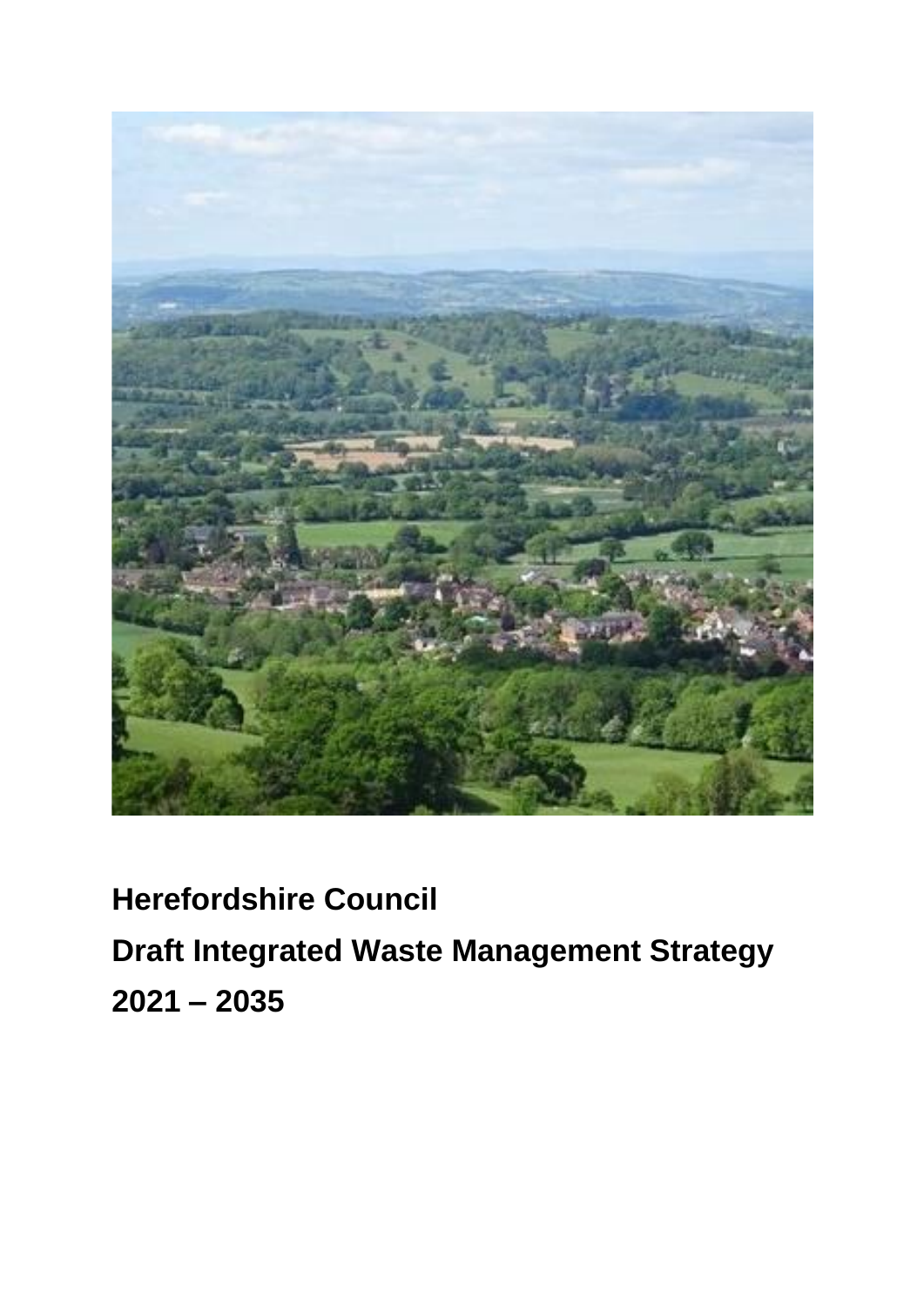**Herefordshire Council**

**Draft Integrated Waste Management Strategy**

**2021 – 2035**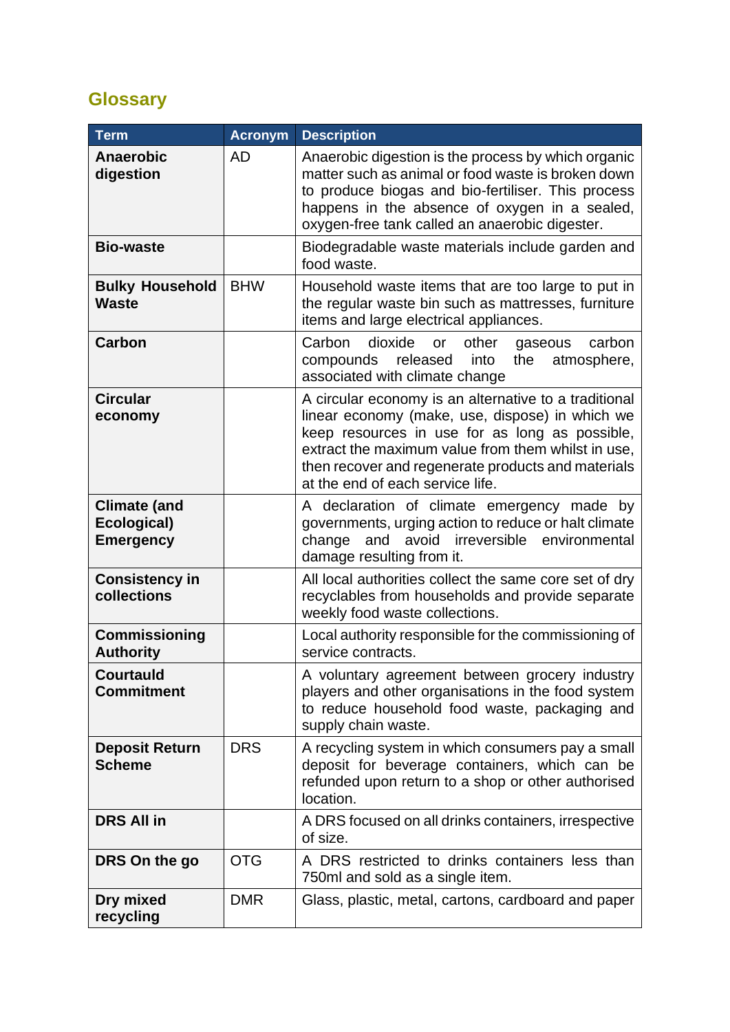## Glossary

| Term | Acronym | Description |
|---|---|---|
| **Anaerobic digestion** | AD | Anaerobic digestion is the process by which organic matter such as animal or food waste is broken down to produce biogas and bio-fertiliser. This process happens in the absence of oxygen in a sealed, oxygen-free tank called an anaerobic digester. |
| **Bio-waste** | | Biodegradable waste materials include garden and food waste. |
| **Bulky Household Waste** | BHW | Household waste items that are too large to put in the regular waste bin such as mattresses, furniture items and large electrical appliances. |
| **Carbon** | | Carbon dioxide or other gaseous carbon compounds released into the atmosphere, associated with climate change |
| **Circular economy** | | A circular economy is an alternative to a traditional linear economy (make, use, dispose) in which we keep resources in use for as long as possible, extract the maximum value from them whilst in use, then recover and regenerate products and materials at the end of each service life. |
| **Climate (and Ecological) Emergency** | | A declaration of climate emergency made by governments, urging action to reduce or halt climate change and avoid irreversible environmental damage resulting from it. |
| **Consistency in collections** | | All local authorities collect the same core set of dry recyclables from households and provide separate weekly food waste collections. |
| **Commissioning Authority** | | Local authority responsible for the commissioning of service contracts. |
| **Courtauld Commitment** | | A voluntary agreement between grocery industry players and other organisations in the food system to reduce household food waste, packaging and supply chain waste. |
| **Deposit Return Scheme** | DRS | A recycling system in which consumers pay a small deposit for beverage containers, which can be refunded upon return to a shop or other authorised location. |
| **DRS All in** | | A DRS focused on all drinks containers, irrespective of size. |
| **DRS On the go** | OTG | A DRS restricted to drinks containers less than 750ml and sold as a single item. |
| **Dry mixed recycling** | DMR | Glass, plastic, metal, cartons, cardboard and paper |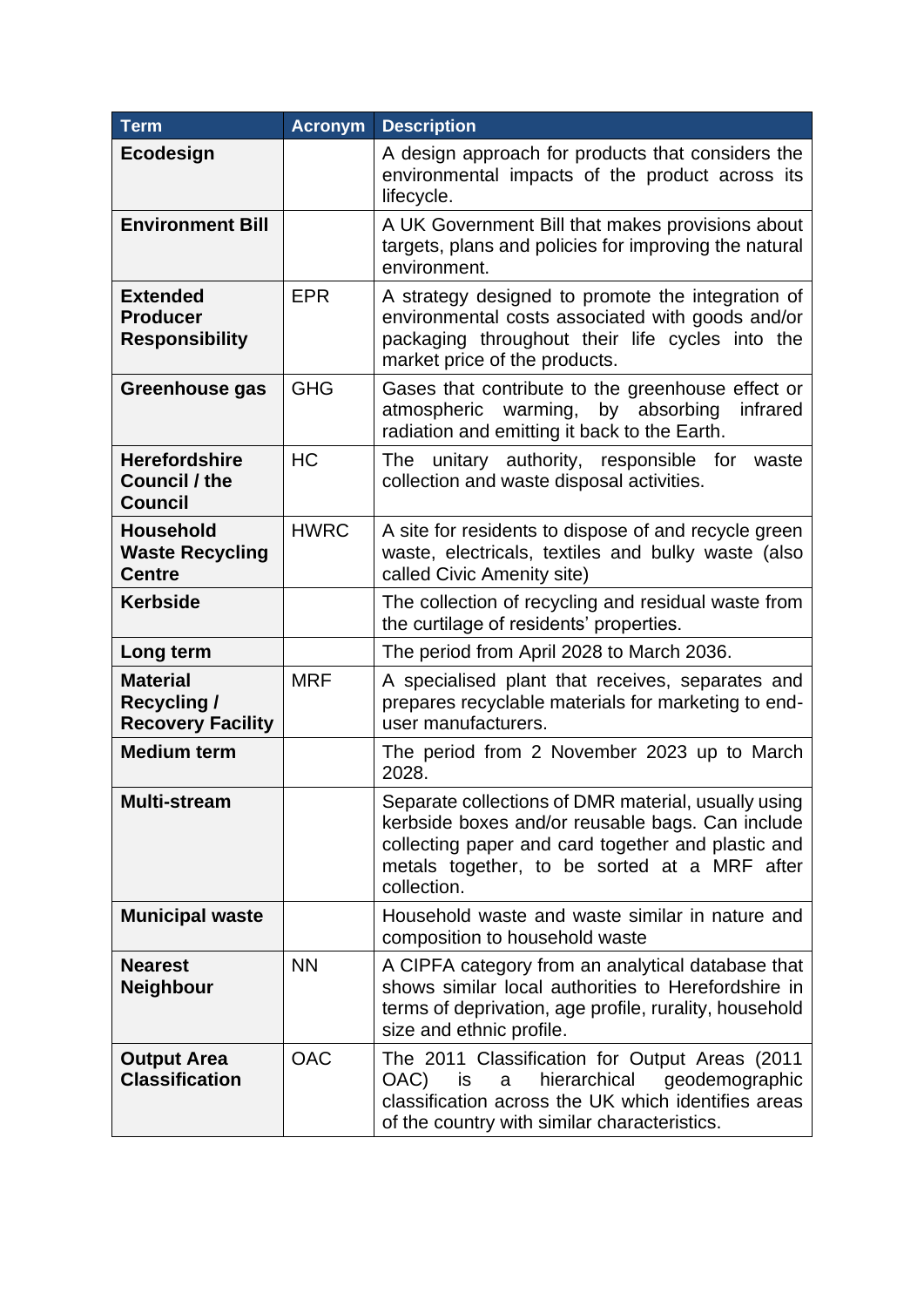| Term | Acronym | Description |
|---|---|---|
| **Ecodesign** | | A design approach for products that considers the environmental impacts of the product across its lifecycle. |
| **Environment Bill** | | A UK Government Bill that makes provisions about targets, plans and policies for improving the natural environment. |
| **Extended Producer Responsibility** | EPR | A strategy designed to promote the integration of environmental costs associated with goods and/or packaging throughout their life cycles into the market price of the products. |
| **Greenhouse gas** | GHG | Gases that contribute to the greenhouse effect or atmospheric warming, by absorbing infrared radiation and emitting it back to the Earth. |
| **Herefordshire Council / the Council** | HC | The unitary authority, responsible for waste collection and waste disposal activities. |
| **Household Waste Recycling Centre** | HWRC | A site for residents to dispose of and recycle green waste, electricals, textiles and bulky waste (also called Civic Amenity site) |
| **Kerbside** | | The collection of recycling and residual waste from the curtilage of residents' properties. |
| **Long term** | | The period from April 2028 to March 2036. |
| **Material Recycling / Recovery Facility** | MRF | A specialised plant that receives, separates and prepares recyclable materials for marketing to end-user manufacturers. |
| **Medium term** | | The period from 2 November 2023 up to March 2028. |
| **Multi-stream** | | Separate collections of DMR material, usually using kerbside boxes and/or reusable bags. Can include collecting paper and card together and plastic and metals together, to be sorted at a MRF after collection. |
| **Municipal waste** | | Household waste and waste similar in nature and composition to household waste |
| **Nearest Neighbour** | NN | A CIPFA category from an analytical database that shows similar local authorities to Herefordshire in terms of deprivation, age profile, rurality, household size and ethnic profile. |
| **Output Area Classification** | OAC | The 2011 Classification for Output Areas (2011 OAC) is a hierarchical geodemographic classification across the UK which identifies areas of the country with similar characteristics. |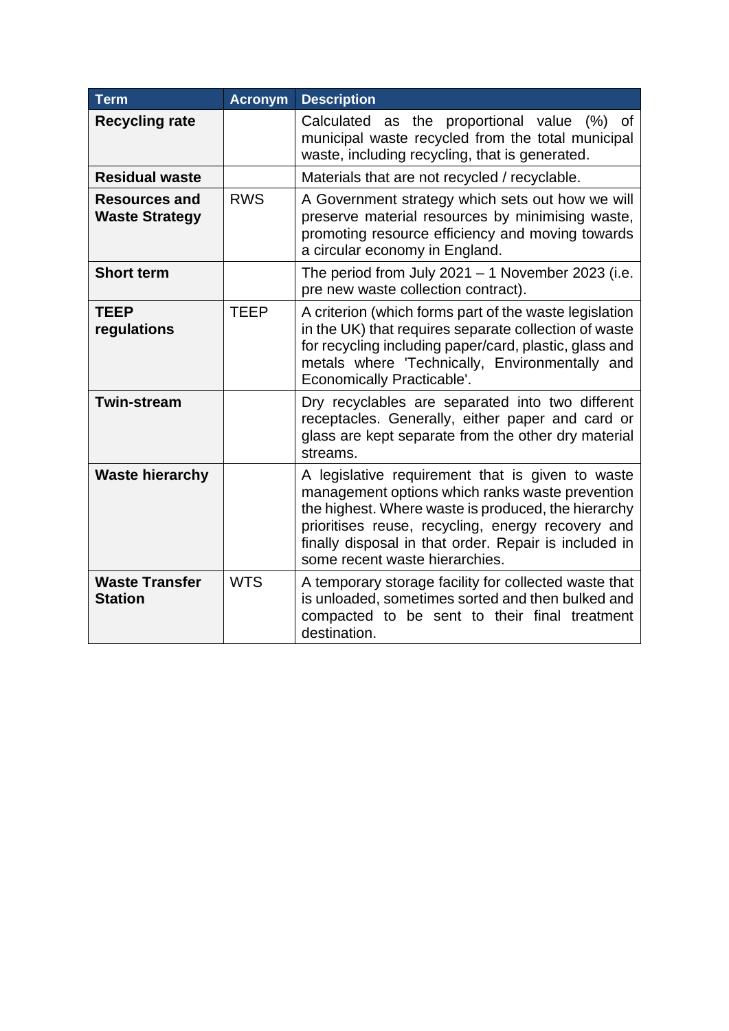| Term | Acronym | Description |
|---|---|---|
| **Recycling rate** | | Calculated as the proportional value (%) of municipal waste recycled from the total municipal waste, including recycling, that is generated. |
| **Residual waste** | | Materials that are not recycled / recyclable. |
| **Resources and Waste Strategy** | RWS | A Government strategy which sets out how we will preserve material resources by minimising waste, promoting resource efficiency and moving towards a circular economy in England. |
| **Short term** | | The period from July 2021 – 1 November 2023 (i.e. pre new waste collection contract). |
| **TEEP regulations** | TEEP | A criterion (which forms part of the waste legislation in the UK) that requires separate collection of waste for recycling including paper/card, plastic, glass and metals where 'Technically, Environmentally and Economically Practicable'. |
| **Twin-stream** | | Dry recyclables are separated into two different receptacles. Generally, either paper and card or glass are kept separate from the other dry material streams. |
| **Waste hierarchy** | | A legislative requirement that is given to waste management options which ranks waste prevention the highest. Where waste is produced, the hierarchy prioritises reuse, recycling, energy recovery and finally disposal in that order. Repair is included in some recent waste hierarchies. |
| **Waste Transfer Station** | WTS | A temporary storage facility for collected waste that is unloaded, sometimes sorted and then bulked and compacted to be sent to their final treatment destination. |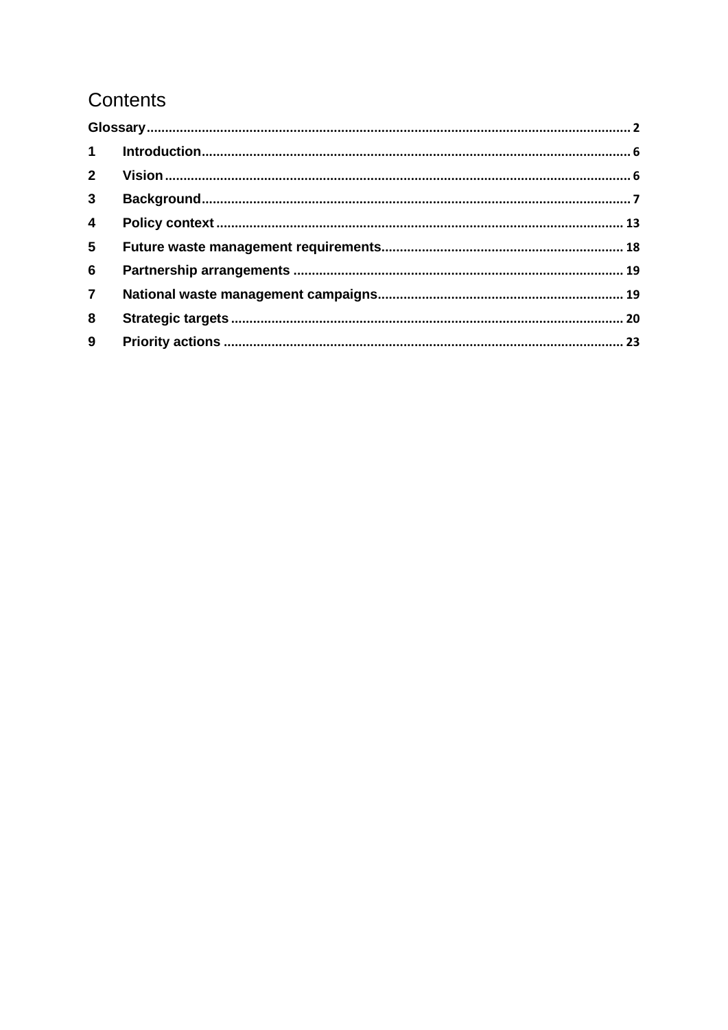# Contents

Glossary ........................................................................................................................ 2

1 Introduction ................................................................................................................ 6

2 Vision ........................................................................................................................ 6

3 Background ................................................................................................................ 7

4 Policy context ............................................................................................................ 13

5 Future waste management requirements ................................................................. 18

6 Partnership arrangements ....................................................................................... 19

7 National waste management campaigns ................................................................. 19

8 Strategic targets ........................................................................................................ 20

9 Priority actions .......................................................................................................... 23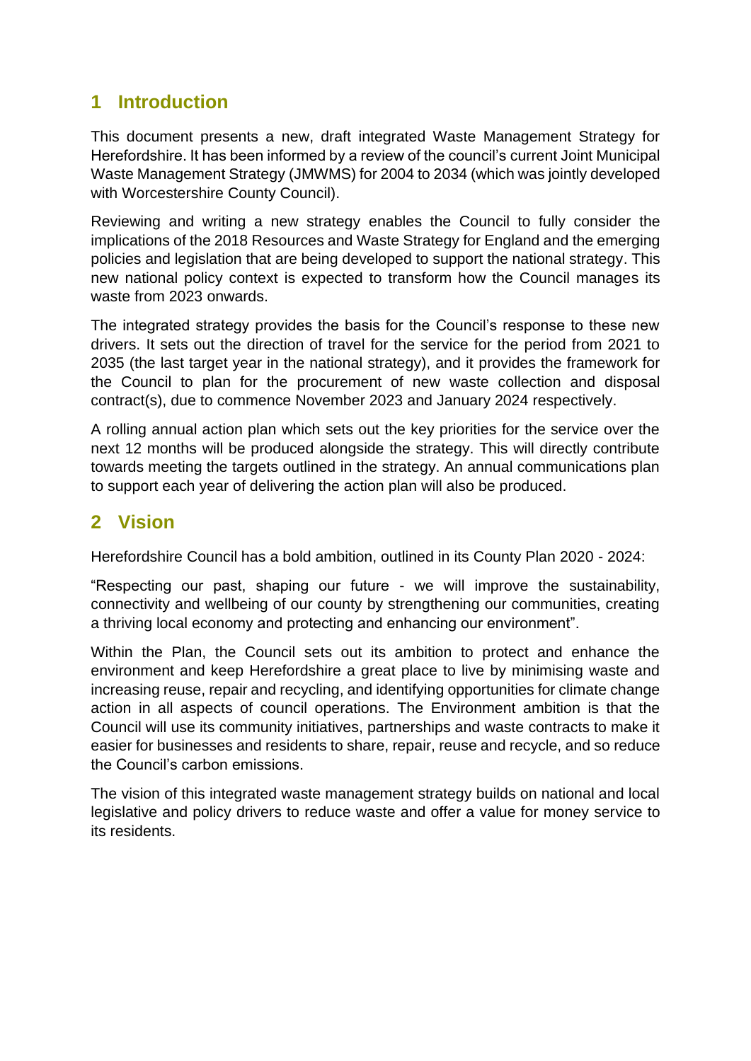# 1 Introduction

This document presents a new, draft integrated Waste Management Strategy for Herefordshire. It has been informed by a review of the council's current Joint Municipal Waste Management Strategy (JMWMS) for 2004 to 2034 (which was jointly developed with Worcestershire County Council).

Reviewing and writing a new strategy enables the Council to fully consider the implications of the 2018 Resources and Waste Strategy for England and the emerging policies and legislation that are being developed to support the national strategy. This new national policy context is expected to transform how the Council manages its waste from 2023 onwards.

The integrated strategy provides the basis for the Council's response to these new drivers. It sets out the direction of travel for the service for the period from 2021 to 2035 (the last target year in the national strategy), and it provides the framework for the Council to plan for the procurement of new waste collection and disposal contract(s), due to commence November 2023 and January 2024 respectively.

A rolling annual action plan which sets out the key priorities for the service over the next 12 months will be produced alongside the strategy. This will directly contribute towards meeting the targets outlined in the strategy. An annual communications plan to support each year of delivering the action plan will also be produced.

# 2 Vision

Herefordshire Council has a bold ambition, outlined in its County Plan 2020 - 2024:

"Respecting our past, shaping our future - we will improve the sustainability, connectivity and wellbeing of our county by strengthening our communities, creating a thriving local economy and protecting and enhancing our environment".

Within the Plan, the Council sets out its ambition to protect and enhance the environment and keep Herefordshire a great place to live by minimising waste and increasing reuse, repair and recycling, and identifying opportunities for climate change action in all aspects of council operations. The Environment ambition is that the Council will use its community initiatives, partnerships and waste contracts to make it easier for businesses and residents to share, repair, reuse and recycle, and so reduce the Council's carbon emissions.

The vision of this integrated waste management strategy builds on national and local legislative and policy drivers to reduce waste and offer a value for money service to its residents.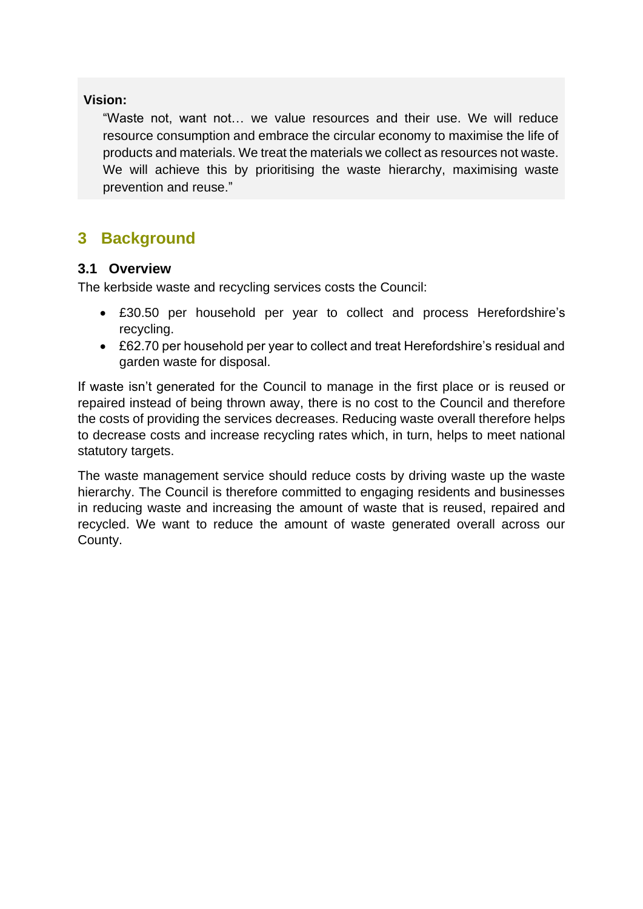**Vision:**

> "Waste not, want not… we value resources and their use. We will reduce resource consumption and embrace the circular economy to maximise the life of products and materials. We treat the materials we collect as resources not waste. We will achieve this by prioritising the waste hierarchy, maximising waste prevention and reuse."

## 3 Background

### 3.1 Overview

The kerbside waste and recycling services costs the Council:

- £30.50 per household per year to collect and process Herefordshire's recycling.
- £62.70 per household per year to collect and treat Herefordshire's residual and garden waste for disposal.

If waste isn't generated for the Council to manage in the first place or is reused or repaired instead of being thrown away, there is no cost to the Council and therefore the costs of providing the services decreases. Reducing waste overall therefore helps to decrease costs and increase recycling rates which, in turn, helps to meet national statutory targets.

The waste management service should reduce costs by driving waste up the waste hierarchy. The Council is therefore committed to engaging residents and businesses in reducing waste and increasing the amount of waste that is reused, repaired and recycled. We want to reduce the amount of waste generated overall across our County.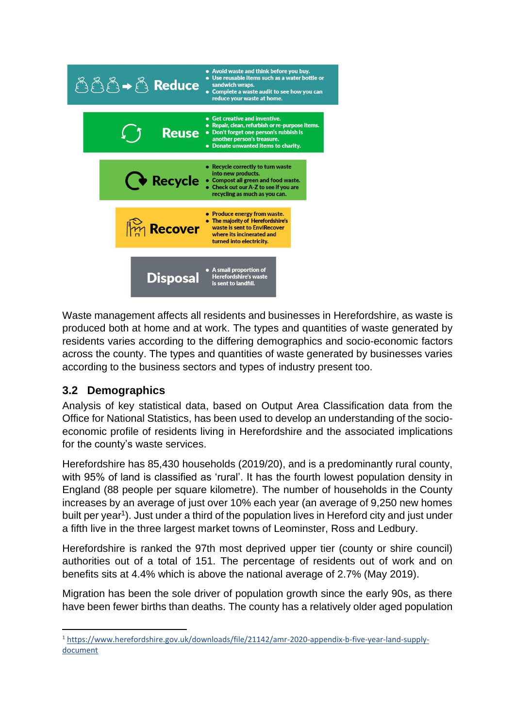**Reduce**

- Avoid waste and think before you buy.
- Use reusable items such as a water bottle or sandwich wraps.
- Complete a waste audit to see how you can reduce your waste at home.

**Reuse**

- Get creative and inventive.
- Repair, clean, refurbish or re-purpose items.
- Don't forget one person's rubbish is another person's treasure.
- Donate unwanted items to charity.

**Recycle**

- Recycle correctly to turn waste into new products.
- Compost all green and food waste.
- Check out our A-Z to see if you are recycling as much as you can.

**Recover**

- Produce energy from waste.
- The majority of Herefordshire's waste is sent to EnviRecover where its incinerated and turned into electricity.

**Disposal**

- A small proportion of Herefordshire's waste is sent to landfill.

Waste management affects all residents and businesses in Herefordshire, as waste is produced both at home and at work. The types and quantities of waste generated by residents varies according to the differing demographics and socio-economic factors across the county. The types and quantities of waste generated by businesses varies according to the business sectors and types of industry present too.

## 3.2 Demographics

Analysis of key statistical data, based on Output Area Classification data from the Office for National Statistics, has been used to develop an understanding of the socio-economic profile of residents living in Herefordshire and the associated implications for the county's waste services.

Herefordshire has 85,430 households (2019/20), and is a predominantly rural county, with 95% of land is classified as 'rural'. It has the fourth lowest population density in England (88 people per square kilometre). The number of households in the County increases by an average of just over 10% each year (an average of 9,250 new homes built per year[1]). Just under a third of the population lives in Hereford city and just under a fifth live in the three largest market towns of Leominster, Ross and Ledbury.

Herefordshire is ranked the 97th most deprived upper tier (county or shire council) authorities out of a total of 151. The percentage of residents out of work and on benefits sits at 4.4% which is above the national average of 2.7% (May 2019).

Migration has been the sole driver of population growth since the early 90s, as there have been fewer births than deaths. The county has a relatively older aged population

[1] https://www.herefordshire.gov.uk/downloads/file/21142/amr-2020-appendix-b-five-year-land-supply-document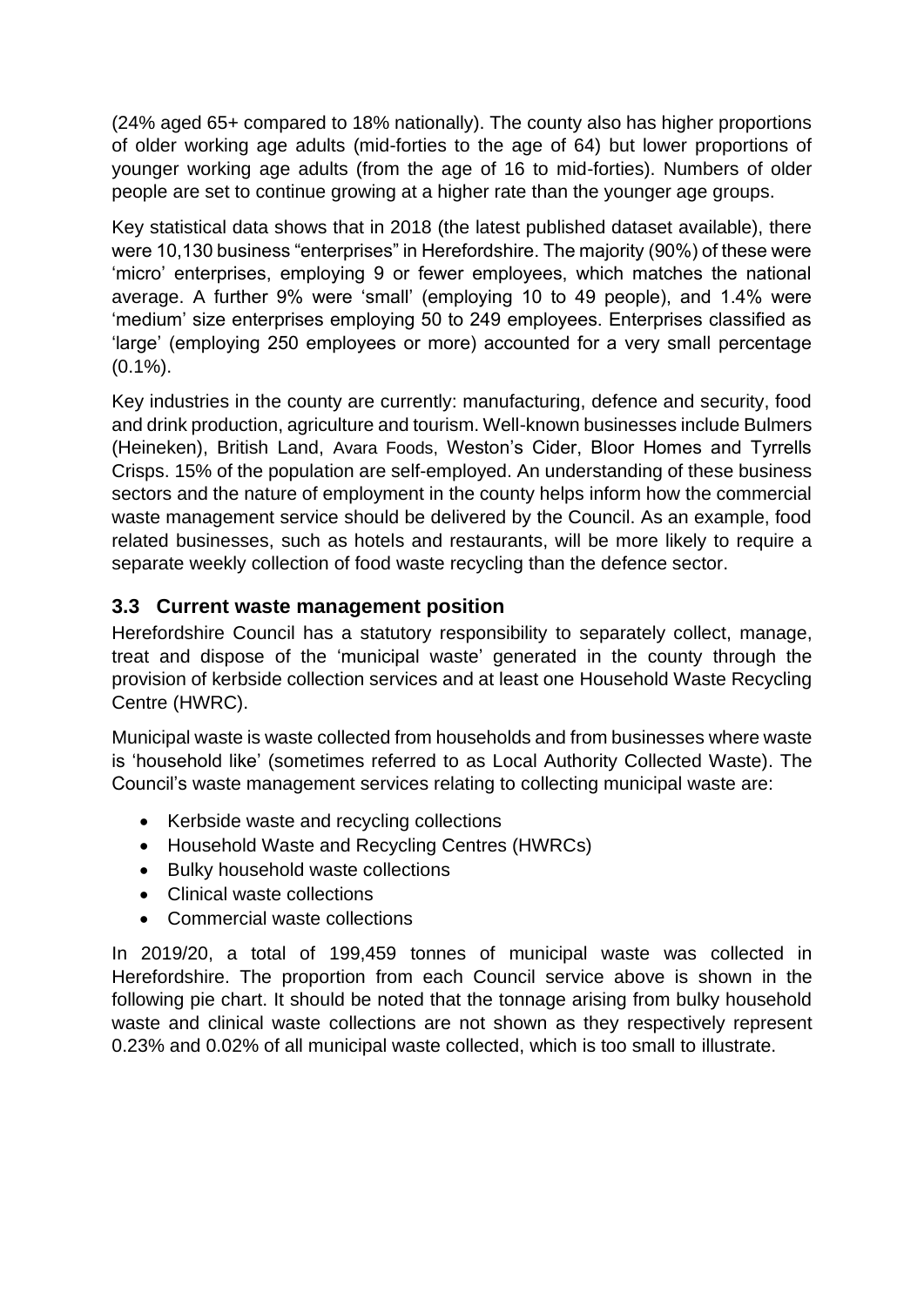(24% aged 65+ compared to 18% nationally). The county also has higher proportions of older working age adults (mid-forties to the age of 64) but lower proportions of younger working age adults (from the age of 16 to mid-forties). Numbers of older people are set to continue growing at a higher rate than the younger age groups.

Key statistical data shows that in 2018 (the latest published dataset available), there were 10,130 business "enterprises" in Herefordshire. The majority (90%) of these were 'micro' enterprises, employing 9 or fewer employees, which matches the national average. A further 9% were 'small' (employing 10 to 49 people), and 1.4% were 'medium' size enterprises employing 50 to 249 employees. Enterprises classified as 'large' (employing 250 employees or more) accounted for a very small percentage (0.1%).

Key industries in the county are currently: manufacturing, defence and security, food and drink production, agriculture and tourism. Well-known businesses include Bulmers (Heineken), British Land, Avara Foods, Weston's Cider, Bloor Homes and Tyrrells Crisps. 15% of the population are self-employed. An understanding of these business sectors and the nature of employment in the county helps inform how the commercial waste management service should be delivered by the Council. As an example, food related businesses, such as hotels and restaurants, will be more likely to require a separate weekly collection of food waste recycling than the defence sector.

### 3.3 Current waste management position

Herefordshire Council has a statutory responsibility to separately collect, manage, treat and dispose of the 'municipal waste' generated in the county through the provision of kerbside collection services and at least one Household Waste Recycling Centre (HWRC).

Municipal waste is waste collected from households and from businesses where waste is 'household like' (sometimes referred to as Local Authority Collected Waste). The Council's waste management services relating to collecting municipal waste are:

- Kerbside waste and recycling collections
- Household Waste and Recycling Centres (HWRCs)
- Bulky household waste collections
- Clinical waste collections
- Commercial waste collections

In 2019/20, a total of 199,459 tonnes of municipal waste was collected in Herefordshire. The proportion from each Council service above is shown in the following pie chart. It should be noted that the tonnage arising from bulky household waste and clinical waste collections are not shown as they respectively represent 0.23% and 0.02% of all municipal waste collected, which is too small to illustrate.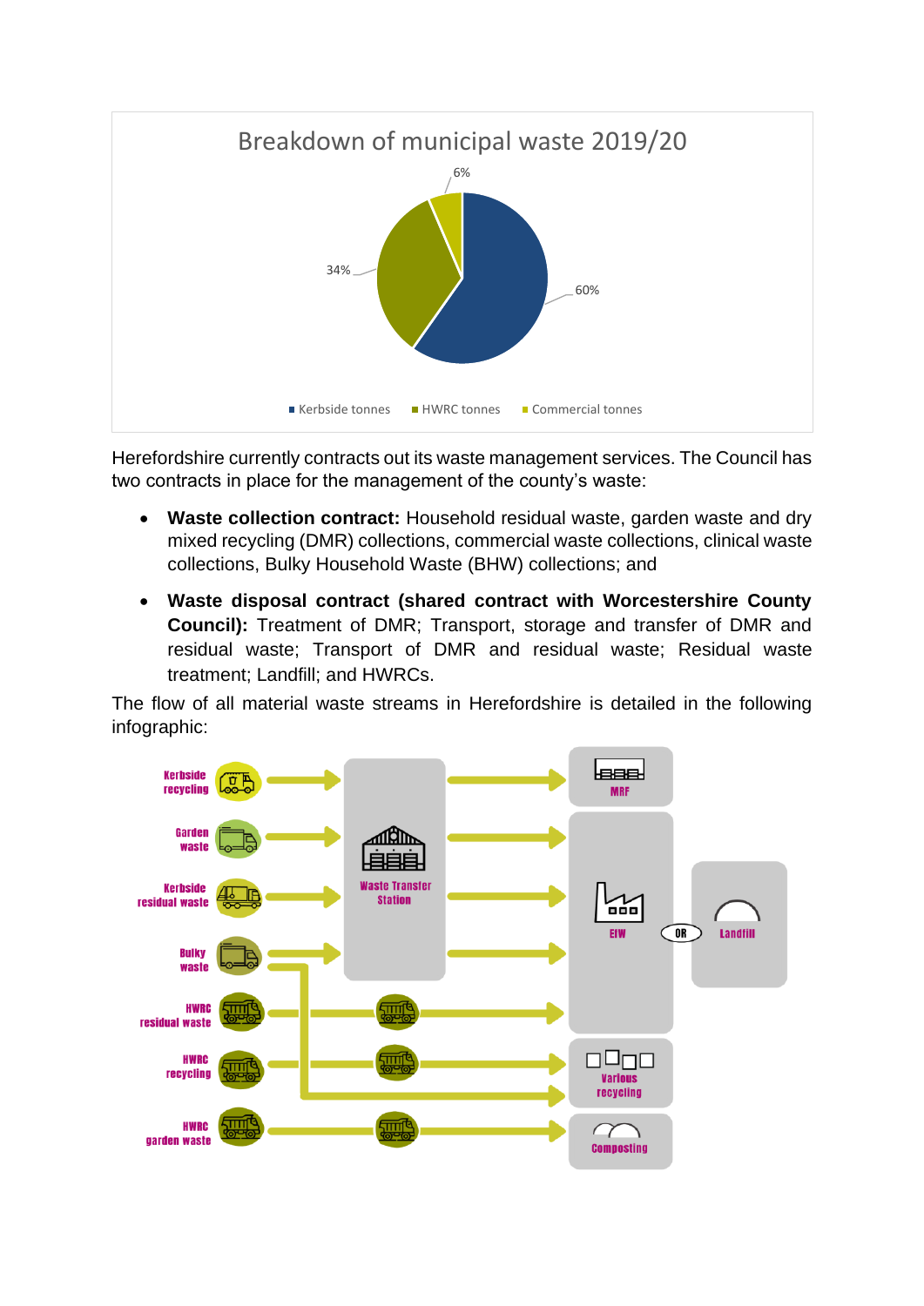Breakdown of municipal waste 2019/20

6%

34%

60%

Kerbside tonnes   HWRC tonnes   Commercial tonnes

Herefordshire currently contracts out its waste management services. The Council has two contracts in place for the management of the county's waste:

- **Waste collection contract:** Household residual waste, garden waste and dry mixed recycling (DMR) collections, commercial waste collections, clinical waste collections, Bulky Household Waste (BHW) collections; and
- **Waste disposal contract (shared contract with Worcestershire County Council):** Treatment of DMR; Transport, storage and transfer of DMR and residual waste; Transport of DMR and residual waste; Residual waste treatment; Landfill; and HWRCs.

The flow of all material waste streams in Herefordshire is detailed in the following infographic:

Kerbside recycling

Garden waste

Kerbside residual waste

Bulky waste

HWRC residual waste

HWRC recycling

HWRC garden waste

Waste Transfer Station

MRF

EfW

OR

Landfill

Various recycling

Composting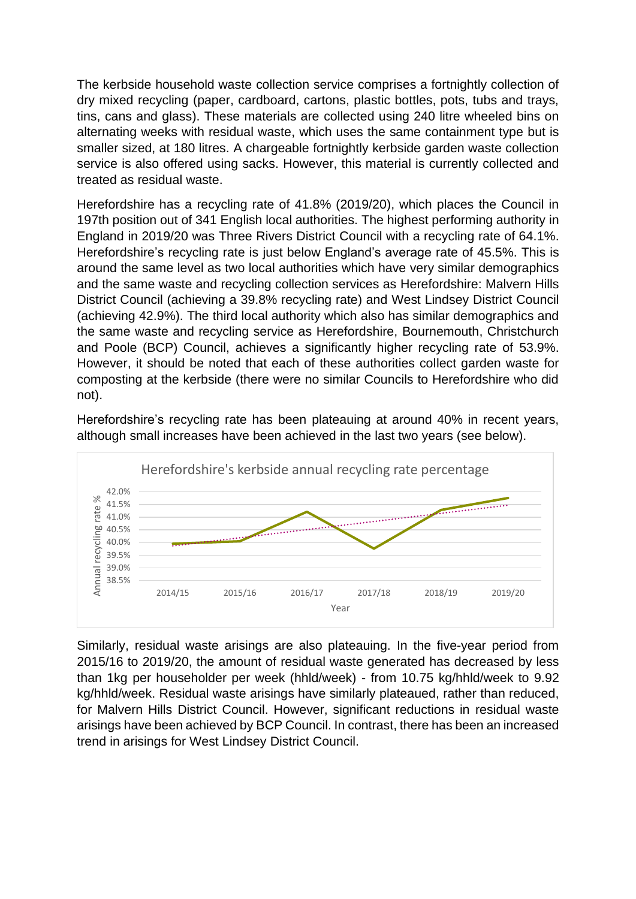The kerbside household waste collection service comprises a fortnightly collection of dry mixed recycling (paper, cardboard, cartons, plastic bottles, pots, tubs and trays, tins, cans and glass). These materials are collected using 240 litre wheeled bins on alternating weeks with residual waste, which uses the same containment type but is smaller sized, at 180 litres. A chargeable fortnightly kerbside garden waste collection service is also offered using sacks. However, this material is currently collected and treated as residual waste.

Herefordshire has a recycling rate of 41.8% (2019/20), which places the Council in 197th position out of 341 English local authorities. The highest performing authority in England in 2019/20 was Three Rivers District Council with a recycling rate of 64.1%. Herefordshire's recycling rate is just below England's average rate of 45.5%. This is around the same level as two local authorities which have very similar demographics and the same waste and recycling collection services as Herefordshire: Malvern Hills District Council (achieving a 39.8% recycling rate) and West Lindsey District Council (achieving 42.9%). The third local authority which also has similar demographics and the same waste and recycling service as Herefordshire, Bournemouth, Christchurch and Poole (BCP) Council, achieves a significantly higher recycling rate of 53.9%. However, it should be noted that each of these authorities collect garden waste for composting at the kerbside (there were no similar Councils to Herefordshire who did not).

Herefordshire's recycling rate has been plateauing at around 40% in recent years, although small increases have been achieved in the last two years (see below).

Herefordshire's kerbside annual recycling rate percentage

Annual recycling rate %

42.0%
41.5%
41.0%
40.5%
40.0%
39.5%
39.0%
38.5%

2014/15
2015/16
2016/17
2017/18
2018/19
2019/20

Year

Similarly, residual waste arisings are also plateauing. In the five-year period from 2015/16 to 2019/20, the amount of residual waste generated has decreased by less than 1kg per householder per week (hhld/week) - from 10.75 kg/hhld/week to 9.92 kg/hhld/week. Residual waste arisings have similarly plateaued, rather than reduced, for Malvern Hills District Council. However, significant reductions in residual waste arisings have been achieved by BCP Council. In contrast, there has been an increased trend in arisings for West Lindsey District Council.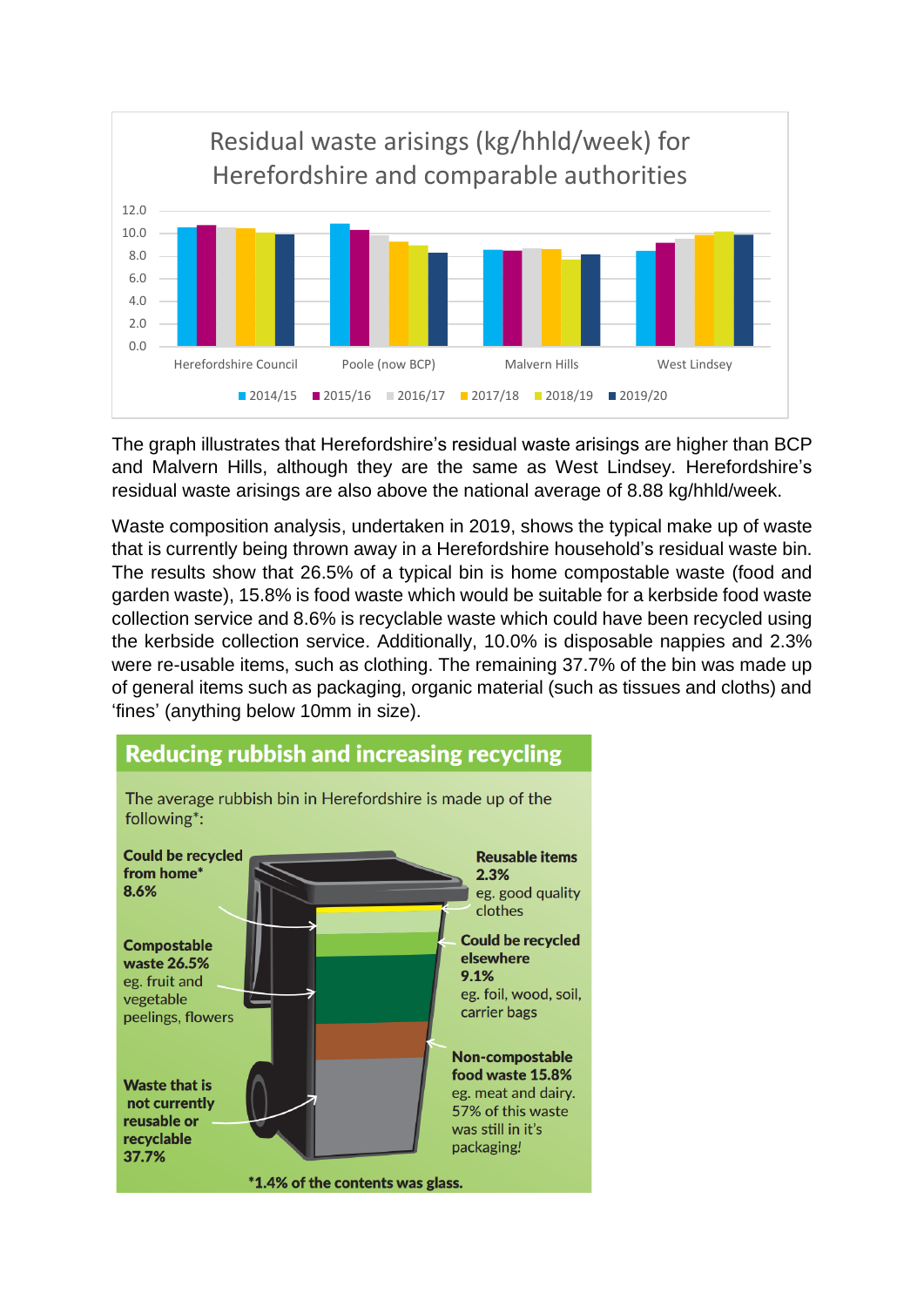Residual waste arisings (kg/hhld/week) for Herefordshire and comparable authorities

12.0
10.0
8.0
6.0
4.0
2.0
0.0

Herefordshire Council
Poole (now BCP)
Malvern Hills
West Lindsey

2014/15 2015/16 2016/17 2017/18 2018/19 2019/20

The graph illustrates that Herefordshire's residual waste arisings are higher than BCP and Malvern Hills, although they are the same as West Lindsey. Herefordshire's residual waste arisings are also above the national average of 8.88 kg/hhld/week.

Waste composition analysis, undertaken in 2019, shows the typical make up of waste that is currently being thrown away in a Herefordshire household's residual waste bin. The results show that 26.5% of a typical bin is home compostable waste (food and garden waste), 15.8% is food waste which would be suitable for a kerbside food waste collection service and 8.6% is recyclable waste which could have been recycled using the kerbside collection service. Additionally, 10.0% is disposable nappies and 2.3% were re-usable items, such as clothing. The remaining 37.7% of the bin was made up of general items such as packaging, organic material (such as tissues and cloths) and 'fines' (anything below 10mm in size).

**Reducing rubbish and increasing recycling**

The average rubbish bin in Herefordshire is made up of the following*:

**Could be recycled from home* 8.6%**

**Compostable waste 26.5%** eg. fruit and vegetable peelings, flowers

**Waste that is not currently reusable or recyclable 37.7%**

**Reusable items 2.3%** eg. good quality clothes

**Could be recycled elsewhere 9.1%** eg. foil, wood, soil, carrier bags

**Non-compostable food waste 15.8%** eg. meat and dairy. 57% of this waste was still in it's packaging!

***1.4% of the contents was glass.**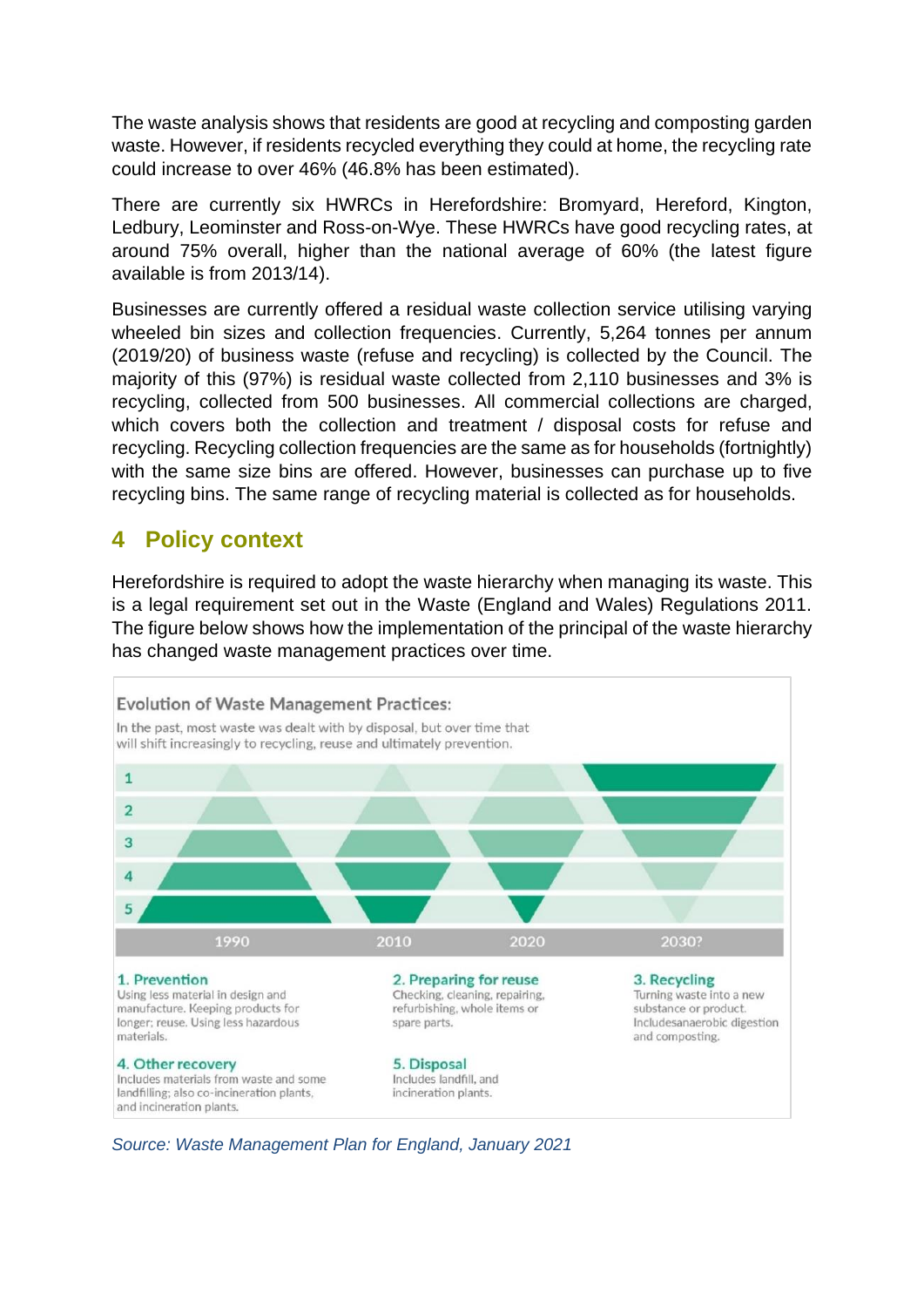The waste analysis shows that residents are good at recycling and composting garden waste. However, if residents recycled everything they could at home, the recycling rate could increase to over 46% (46.8% has been estimated).

There are currently six HWRCs in Herefordshire: Bromyard, Hereford, Kington, Ledbury, Leominster and Ross-on-Wye. These HWRCs have good recycling rates, at around 75% overall, higher than the national average of 60% (the latest figure available is from 2013/14).

Businesses are currently offered a residual waste collection service utilising varying wheeled bin sizes and collection frequencies. Currently, 5,264 tonnes per annum (2019/20) of business waste (refuse and recycling) is collected by the Council. The majority of this (97%) is residual waste collected from 2,110 businesses and 3% is recycling, collected from 500 businesses. All commercial collections are charged, which covers both the collection and treatment / disposal costs for refuse and recycling. Recycling collection frequencies are the same as for households (fortnightly) with the same size bins are offered. However, businesses can purchase up to five recycling bins. The same range of recycling material is collected as for households.

## 4 Policy context

Herefordshire is required to adopt the waste hierarchy when managing its waste. This is a legal requirement set out in the Waste (England and Wales) Regulations 2011. The figure below shows how the implementation of the principal of the waste hierarchy has changed waste management practices over time.

Evolution of Waste Management Practices:

In the past, most waste was dealt with by disposal, but over time that will shift increasingly to recycling, reuse and ultimately prevention.

1
2
3
4
5

1990
2010
2020
2030?

1. Prevention
Using less material in design and manufacture. Keeping products for longer; reuse. Using less hazardous materials.

2. Preparing for reuse
Checking, cleaning, repairing, refurbishing, whole items or spare parts.

3. Recycling
Turning waste into a new substance or product. Includesanaerobic digestion and composting.

4. Other recovery
Includes materials from waste and some landfilling; also co-incineration plants, and incineration plants.

5. Disposal
Includes landfill, and incineration plants.

*Source: Waste Management Plan for England, January 2021*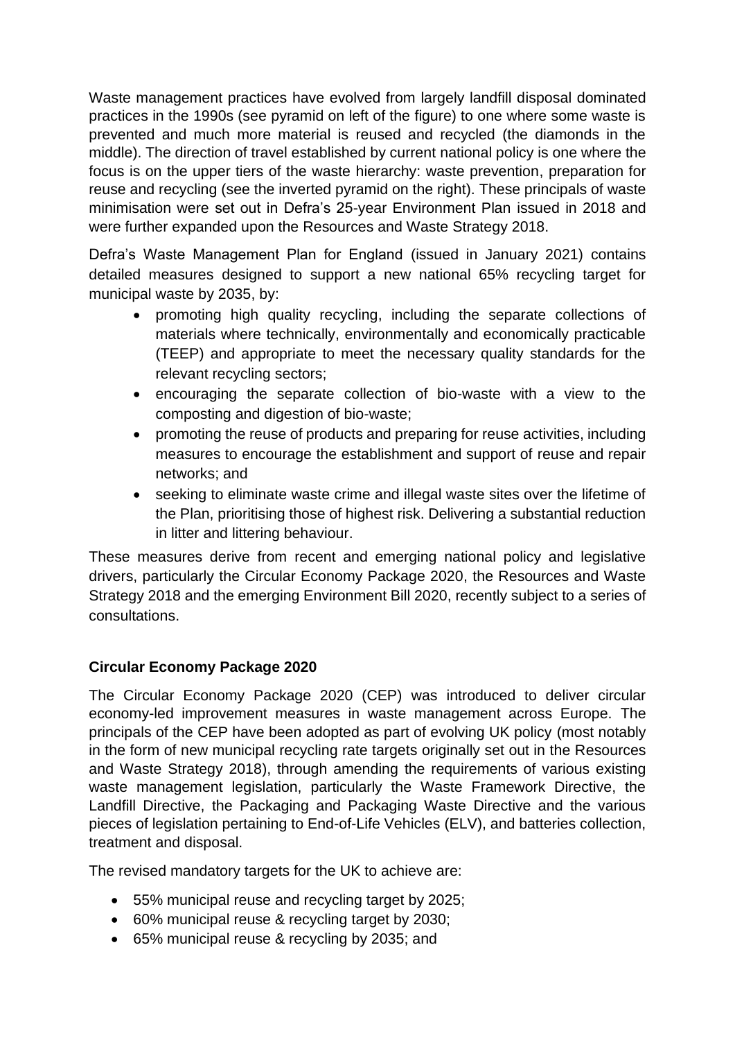Waste management practices have evolved from largely landfill disposal dominated practices in the 1990s (see pyramid on left of the figure) to one where some waste is prevented and much more material is reused and recycled (the diamonds in the middle). The direction of travel established by current national policy is one where the focus is on the upper tiers of the waste hierarchy: waste prevention, preparation for reuse and recycling (see the inverted pyramid on the right). These principals of waste minimisation were set out in Defra's 25-year Environment Plan issued in 2018 and were further expanded upon the Resources and Waste Strategy 2018.

Defra's Waste Management Plan for England (issued in January 2021) contains detailed measures designed to support a new national 65% recycling target for municipal waste by 2035, by:

- promoting high quality recycling, including the separate collections of materials where technically, environmentally and economically practicable (TEEP) and appropriate to meet the necessary quality standards for the relevant recycling sectors;
- encouraging the separate collection of bio-waste with a view to the composting and digestion of bio-waste;
- promoting the reuse of products and preparing for reuse activities, including measures to encourage the establishment and support of reuse and repair networks; and
- seeking to eliminate waste crime and illegal waste sites over the lifetime of the Plan, prioritising those of highest risk. Delivering a substantial reduction in litter and littering behaviour.

These measures derive from recent and emerging national policy and legislative drivers, particularly the Circular Economy Package 2020, the Resources and Waste Strategy 2018 and the emerging Environment Bill 2020, recently subject to a series of consultations.

**Circular Economy Package 2020**

The Circular Economy Package 2020 (CEP) was introduced to deliver circular economy-led improvement measures in waste management across Europe. The principals of the CEP have been adopted as part of evolving UK policy (most notably in the form of new municipal recycling rate targets originally set out in the Resources and Waste Strategy 2018), through amending the requirements of various existing waste management legislation, particularly the Waste Framework Directive, the Landfill Directive, the Packaging and Packaging Waste Directive and the various pieces of legislation pertaining to End-of-Life Vehicles (ELV), and batteries collection, treatment and disposal.

The revised mandatory targets for the UK to achieve are:

- 55% municipal reuse and recycling target by 2025;
- 60% municipal reuse & recycling target by 2030;
- 65% municipal reuse & recycling by 2035; and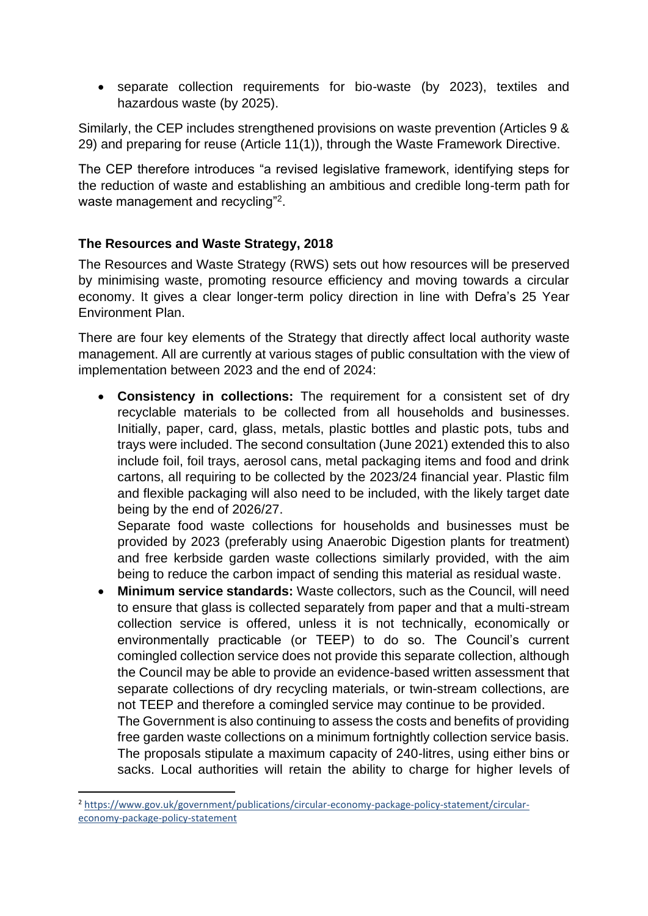- separate collection requirements for bio-waste (by 2023), textiles and hazardous waste (by 2025).

Similarly, the CEP includes strengthened provisions on waste prevention (Articles 9 & 29) and preparing for reuse (Article 11(1)), through the Waste Framework Directive.

The CEP therefore introduces "a revised legislative framework, identifying steps for the reduction of waste and establishing an ambitious and credible long-term path for waste management and recycling"[2].

### The Resources and Waste Strategy, 2018

The Resources and Waste Strategy (RWS) sets out how resources will be preserved by minimising waste, promoting resource efficiency and moving towards a circular economy. It gives a clear longer-term policy direction in line with Defra's 25 Year Environment Plan.

There are four key elements of the Strategy that directly affect local authority waste management. All are currently at various stages of public consultation with the view of implementation between 2023 and the end of 2024:

- **Consistency in collections:** The requirement for a consistent set of dry recyclable materials to be collected from all households and businesses. Initially, paper, card, glass, metals, plastic bottles and plastic pots, tubs and trays were included. The second consultation (June 2021) extended this to also include foil, foil trays, aerosol cans, metal packaging items and food and drink cartons, all requiring to be collected by the 2023/24 financial year. Plastic film and flexible packaging will also need to be included, with the likely target date being by the end of 2026/27.
  Separate food waste collections for households and businesses must be provided by 2023 (preferably using Anaerobic Digestion plants for treatment) and free kerbside garden waste collections similarly provided, with the aim being to reduce the carbon impact of sending this material as residual waste.
- **Minimum service standards:** Waste collectors, such as the Council, will need to ensure that glass is collected separately from paper and that a multi-stream collection service is offered, unless it is not technically, economically or environmentally practicable (or TEEP) to do so. The Council's current comingled collection service does not provide this separate collection, although the Council may be able to provide an evidence-based written assessment that separate collections of dry recycling materials, or twin-stream collections, are not TEEP and therefore a comingled service may continue to be provided.
  The Government is also continuing to assess the costs and benefits of providing free garden waste collections on a minimum fortnightly collection service basis. The proposals stipulate a maximum capacity of 240-litres, using either bins or sacks. Local authorities will retain the ability to charge for higher levels of

[2] https://www.gov.uk/government/publications/circular-economy-package-policy-statement/circular-economy-package-policy-statement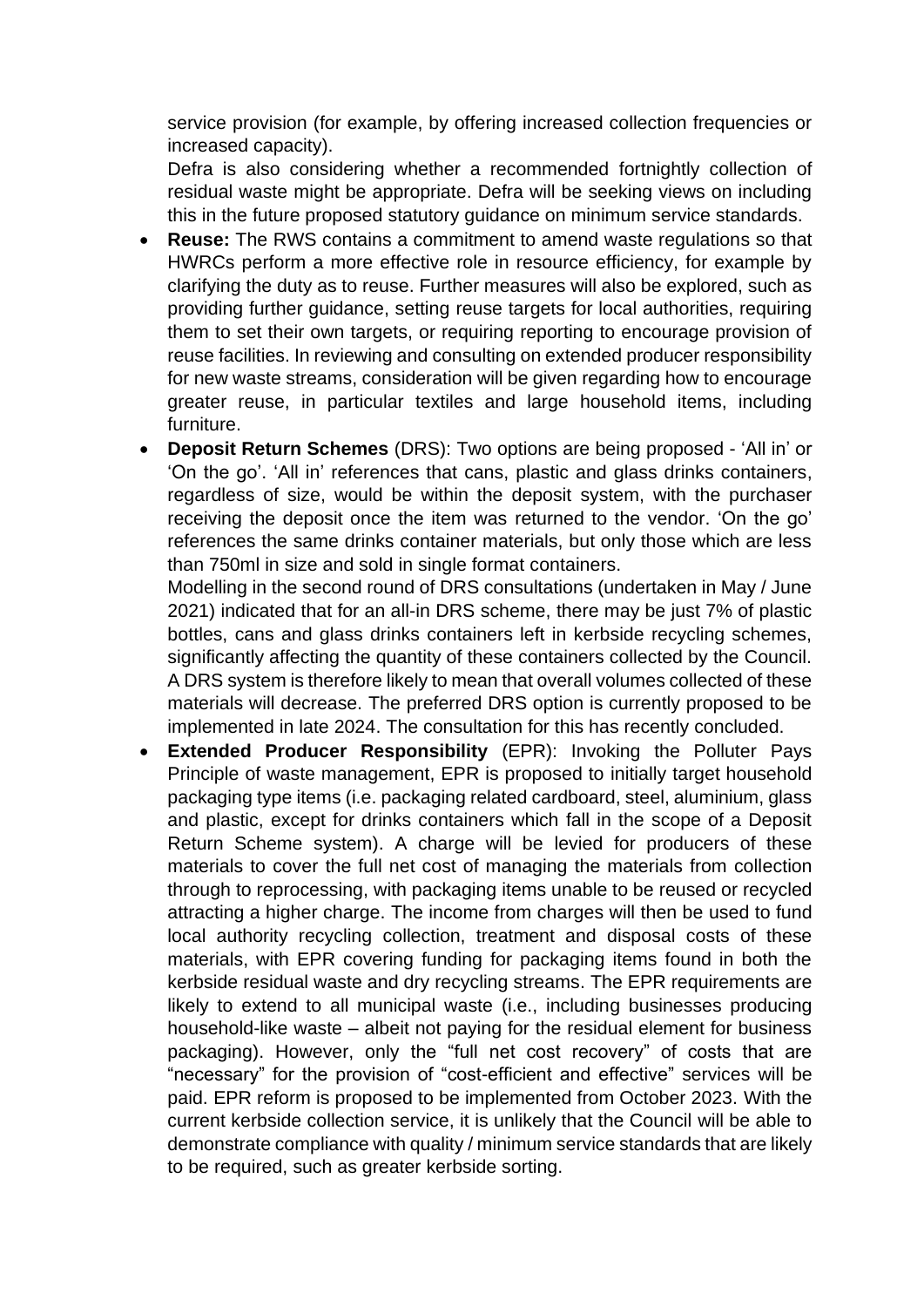service provision (for example, by offering increased collection frequencies or increased capacity).

Defra is also considering whether a recommended fortnightly collection of residual waste might be appropriate. Defra will be seeking views on including this in the future proposed statutory guidance on minimum service standards.

- **Reuse:** The RWS contains a commitment to amend waste regulations so that HWRCs perform a more effective role in resource efficiency, for example by clarifying the duty as to reuse. Further measures will also be explored, such as providing further guidance, setting reuse targets for local authorities, requiring them to set their own targets, or requiring reporting to encourage provision of reuse facilities. In reviewing and consulting on extended producer responsibility for new waste streams, consideration will be given regarding how to encourage greater reuse, in particular textiles and large household items, including furniture.
- **Deposit Return Schemes** (DRS): Two options are being proposed - 'All in' or 'On the go'. 'All in' references that cans, plastic and glass drinks containers, regardless of size, would be within the deposit system, with the purchaser receiving the deposit once the item was returned to the vendor. 'On the go' references the same drinks container materials, but only those which are less than 750ml in size and sold in single format containers.

  Modelling in the second round of DRS consultations (undertaken in May / June 2021) indicated that for an all-in DRS scheme, there may be just 7% of plastic bottles, cans and glass drinks containers left in kerbside recycling schemes, significantly affecting the quantity of these containers collected by the Council. A DRS system is therefore likely to mean that overall volumes collected of these materials will decrease. The preferred DRS option is currently proposed to be implemented in late 2024. The consultation for this has recently concluded.
- **Extended Producer Responsibility** (EPR): Invoking the Polluter Pays Principle of waste management, EPR is proposed to initially target household packaging type items (i.e. packaging related cardboard, steel, aluminium, glass and plastic, except for drinks containers which fall in the scope of a Deposit Return Scheme system). A charge will be levied for producers of these materials to cover the full net cost of managing the materials from collection through to reprocessing, with packaging items unable to be reused or recycled attracting a higher charge. The income from charges will then be used to fund local authority recycling collection, treatment and disposal costs of these materials, with EPR covering funding for packaging items found in both the kerbside residual waste and dry recycling streams. The EPR requirements are likely to extend to all municipal waste (i.e., including businesses producing household-like waste – albeit not paying for the residual element for business packaging). However, only the "full net cost recovery" of costs that are "necessary" for the provision of "cost-efficient and effective" services will be paid. EPR reform is proposed to be implemented from October 2023. With the current kerbside collection service, it is unlikely that the Council will be able to demonstrate compliance with quality / minimum service standards that are likely to be required, such as greater kerbside sorting.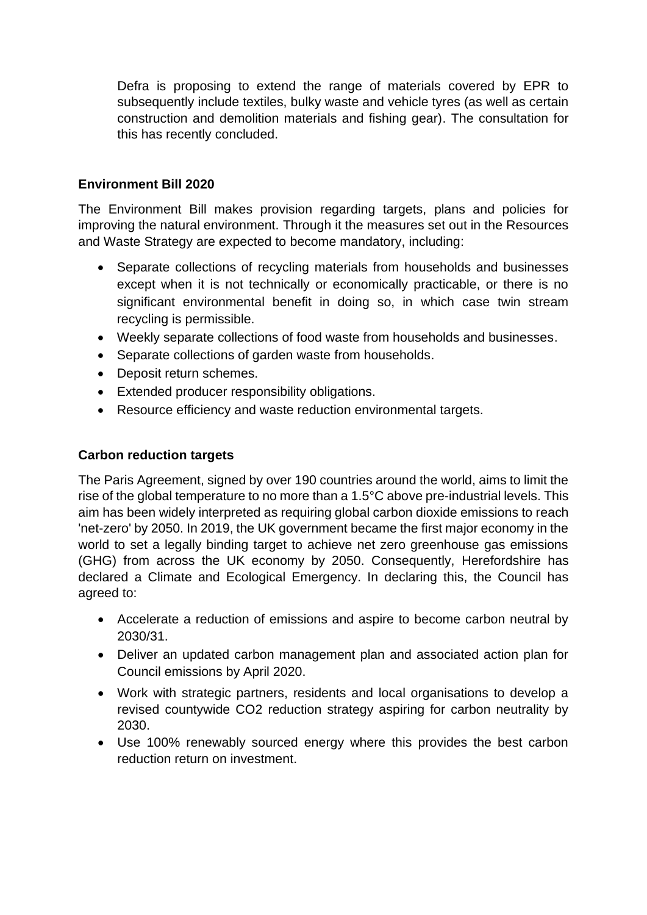Defra is proposing to extend the range of materials covered by EPR to subsequently include textiles, bulky waste and vehicle tyres (as well as certain construction and demolition materials and fishing gear). The consultation for this has recently concluded.

### Environment Bill 2020

The Environment Bill makes provision regarding targets, plans and policies for improving the natural environment. Through it the measures set out in the Resources and Waste Strategy are expected to become mandatory, including:

- Separate collections of recycling materials from households and businesses except when it is not technically or economically practicable, or there is no significant environmental benefit in doing so, in which case twin stream recycling is permissible.
- Weekly separate collections of food waste from households and businesses.
- Separate collections of garden waste from households.
- Deposit return schemes.
- Extended producer responsibility obligations.
- Resource efficiency and waste reduction environmental targets.

### Carbon reduction targets

The Paris Agreement, signed by over 190 countries around the world, aims to limit the rise of the global temperature to no more than a 1.5°C above pre-industrial levels. This aim has been widely interpreted as requiring global carbon dioxide emissions to reach 'net-zero' by 2050. In 2019, the UK government became the first major economy in the world to set a legally binding target to achieve net zero greenhouse gas emissions (GHG) from across the UK economy by 2050. Consequently, Herefordshire has declared a Climate and Ecological Emergency. In declaring this, the Council has agreed to:

- Accelerate a reduction of emissions and aspire to become carbon neutral by 2030/31.
- Deliver an updated carbon management plan and associated action plan for Council emissions by April 2020.
- Work with strategic partners, residents and local organisations to develop a revised countywide $CO_2$ reduction strategy aspiring for carbon neutrality by 2030.
- Use 100% renewably sourced energy where this provides the best carbon reduction return on investment.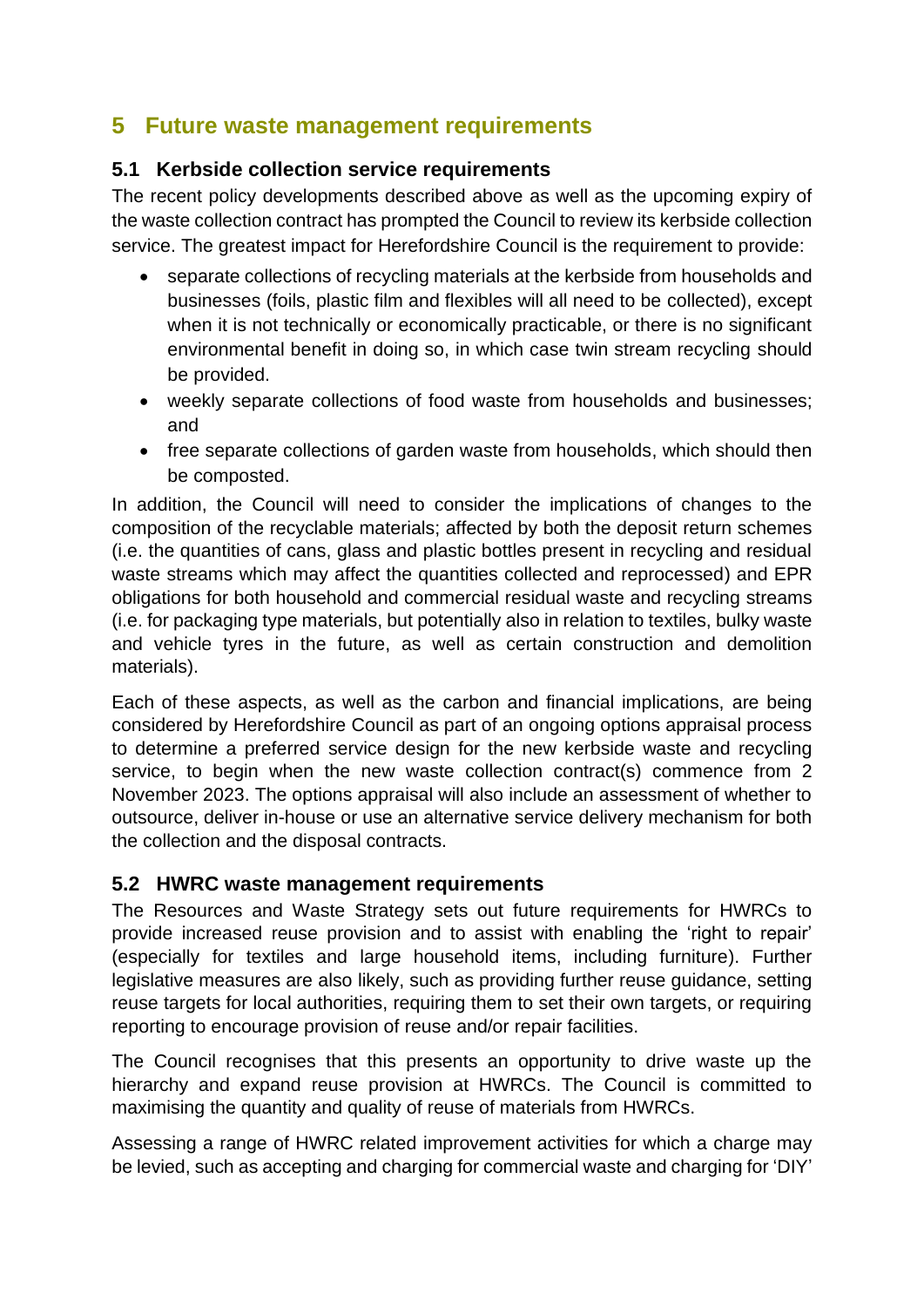# 5 Future waste management requirements

## 5.1 Kerbside collection service requirements

The recent policy developments described above as well as the upcoming expiry of the waste collection contract has prompted the Council to review its kerbside collection service. The greatest impact for Herefordshire Council is the requirement to provide:

- separate collections of recycling materials at the kerbside from households and businesses (foils, plastic film and flexibles will all need to be collected), except when it is not technically or economically practicable, or there is no significant environmental benefit in doing so, in which case twin stream recycling should be provided.
- weekly separate collections of food waste from households and businesses; and
- free separate collections of garden waste from households, which should then be composted.

In addition, the Council will need to consider the implications of changes to the composition of the recyclable materials; affected by both the deposit return schemes (i.e. the quantities of cans, glass and plastic bottles present in recycling and residual waste streams which may affect the quantities collected and reprocessed) and EPR obligations for both household and commercial residual waste and recycling streams (i.e. for packaging type materials, but potentially also in relation to textiles, bulky waste and vehicle tyres in the future, as well as certain construction and demolition materials).

Each of these aspects, as well as the carbon and financial implications, are being considered by Herefordshire Council as part of an ongoing options appraisal process to determine a preferred service design for the new kerbside waste and recycling service, to begin when the new waste collection contract(s) commence from 2 November 2023. The options appraisal will also include an assessment of whether to outsource, deliver in-house or use an alternative service delivery mechanism for both the collection and the disposal contracts.

## 5.2 HWRC waste management requirements

The Resources and Waste Strategy sets out future requirements for HWRCs to provide increased reuse provision and to assist with enabling the 'right to repair' (especially for textiles and large household items, including furniture). Further legislative measures are also likely, such as providing further reuse guidance, setting reuse targets for local authorities, requiring them to set their own targets, or requiring reporting to encourage provision of reuse and/or repair facilities.

The Council recognises that this presents an opportunity to drive waste up the hierarchy and expand reuse provision at HWRCs. The Council is committed to maximising the quantity and quality of reuse of materials from HWRCs.

Assessing a range of HWRC related improvement activities for which a charge may be levied, such as accepting and charging for commercial waste and charging for 'DIY'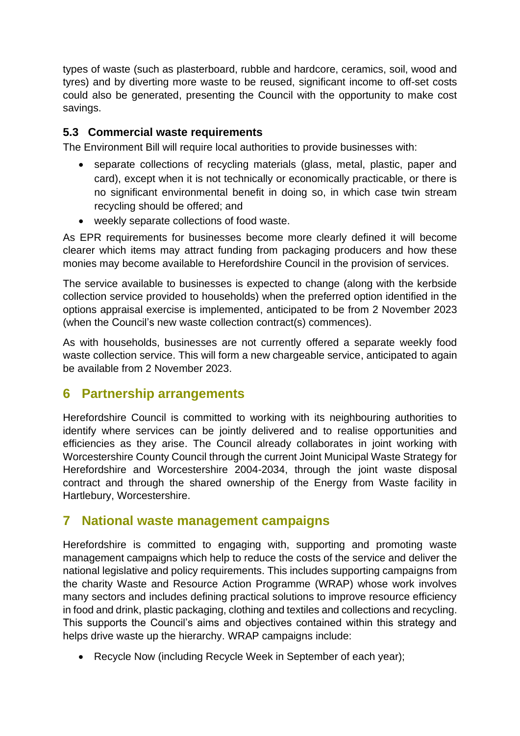types of waste (such as plasterboard, rubble and hardcore, ceramics, soil, wood and tyres) and by diverting more waste to be reused, significant income to off-set costs could also be generated, presenting the Council with the opportunity to make cost savings.

### 5.3 Commercial waste requirements

The Environment Bill will require local authorities to provide businesses with:

- separate collections of recycling materials (glass, metal, plastic, paper and card), except when it is not technically or economically practicable, or there is no significant environmental benefit in doing so, in which case twin stream recycling should be offered; and
- weekly separate collections of food waste.

As EPR requirements for businesses become more clearly defined it will become clearer which items may attract funding from packaging producers and how these monies may become available to Herefordshire Council in the provision of services.

The service available to businesses is expected to change (along with the kerbside collection service provided to households) when the preferred option identified in the options appraisal exercise is implemented, anticipated to be from 2 November 2023 (when the Council's new waste collection contract(s) commences).

As with households, businesses are not currently offered a separate weekly food waste collection service. This will form a new chargeable service, anticipated to again be available from 2 November 2023.

## 6 Partnership arrangements

Herefordshire Council is committed to working with its neighbouring authorities to identify where services can be jointly delivered and to realise opportunities and efficiencies as they arise. The Council already collaborates in joint working with Worcestershire County Council through the current Joint Municipal Waste Strategy for Herefordshire and Worcestershire 2004-2034, through the joint waste disposal contract and through the shared ownership of the Energy from Waste facility in Hartlebury, Worcestershire.

## 7 National waste management campaigns

Herefordshire is committed to engaging with, supporting and promoting waste management campaigns which help to reduce the costs of the service and deliver the national legislative and policy requirements. This includes supporting campaigns from the charity Waste and Resource Action Programme (WRAP) whose work involves many sectors and includes defining practical solutions to improve resource efficiency in food and drink, plastic packaging, clothing and textiles and collections and recycling. This supports the Council's aims and objectives contained within this strategy and helps drive waste up the hierarchy. WRAP campaigns include:

- Recycle Now (including Recycle Week in September of each year);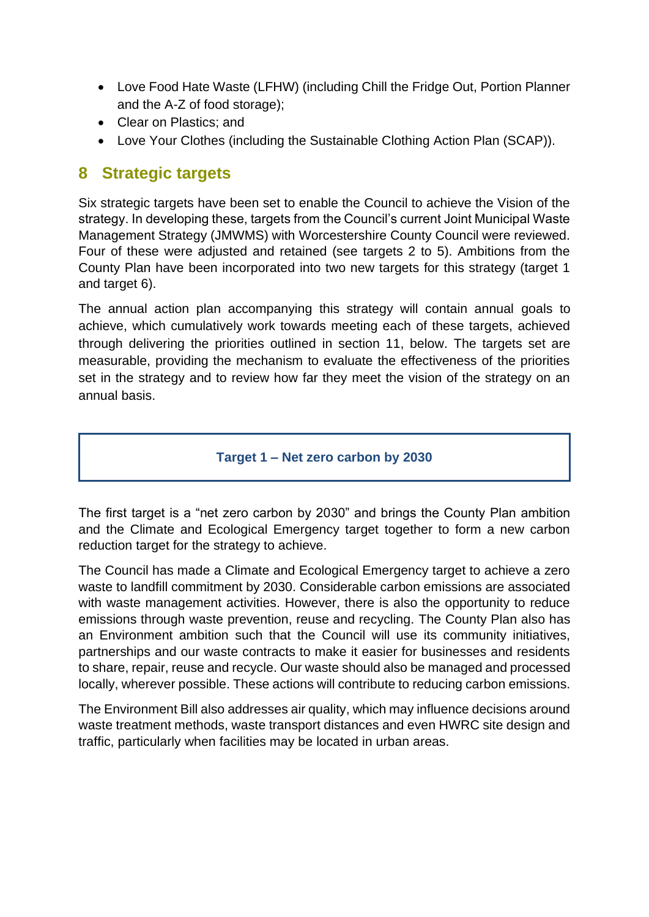- Love Food Hate Waste (LFHW) (including Chill the Fridge Out, Portion Planner and the A-Z of food storage);
- Clear on Plastics; and
- Love Your Clothes (including the Sustainable Clothing Action Plan (SCAP)).

## 8 Strategic targets

Six strategic targets have been set to enable the Council to achieve the Vision of the strategy. In developing these, targets from the Council's current Joint Municipal Waste Management Strategy (JMWMS) with Worcestershire County Council were reviewed. Four of these were adjusted and retained (see targets 2 to 5). Ambitions from the County Plan have been incorporated into two new targets for this strategy (target 1 and target 6).

The annual action plan accompanying this strategy will contain annual goals to achieve, which cumulatively work towards meeting each of these targets, achieved through delivering the priorities outlined in section 11, below. The targets set are measurable, providing the mechanism to evaluate the effectiveness of the priorities set in the strategy and to review how far they meet the vision of the strategy on an annual basis.

**Target 1 – Net zero carbon by 2030**

The first target is a "net zero carbon by 2030" and brings the County Plan ambition and the Climate and Ecological Emergency target together to form a new carbon reduction target for the strategy to achieve.

The Council has made a Climate and Ecological Emergency target to achieve a zero waste to landfill commitment by 2030. Considerable carbon emissions are associated with waste management activities. However, there is also the opportunity to reduce emissions through waste prevention, reuse and recycling. The County Plan also has an Environment ambition such that the Council will use its community initiatives, partnerships and our waste contracts to make it easier for businesses and residents to share, repair, reuse and recycle. Our waste should also be managed and processed locally, wherever possible. These actions will contribute to reducing carbon emissions.

The Environment Bill also addresses air quality, which may influence decisions around waste treatment methods, waste transport distances and even HWRC site design and traffic, particularly when facilities may be located in urban areas.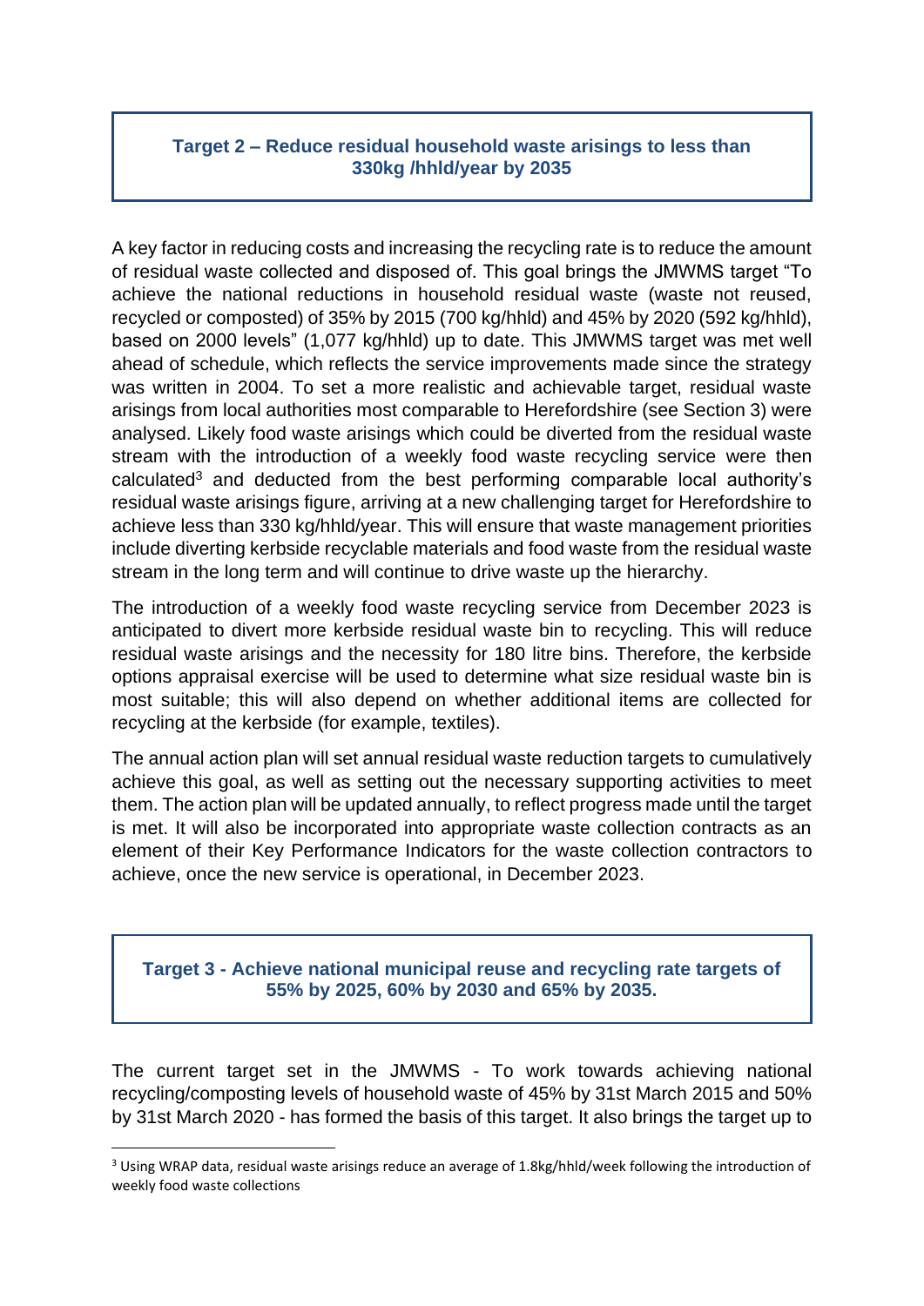**Target 2 – Reduce residual household waste arisings to less than 330kg /hhld/year by 2035**

A key factor in reducing costs and increasing the recycling rate is to reduce the amount of residual waste collected and disposed of. This goal brings the JMWMS target "To achieve the national reductions in household residual waste (waste not reused, recycled or composted) of 35% by 2015 (700 kg/hhld) and 45% by 2020 (592 kg/hhld), based on 2000 levels" (1,077 kg/hhld) up to date. This JMWMS target was met well ahead of schedule, which reflects the service improvements made since the strategy was written in 2004. To set a more realistic and achievable target, residual waste arisings from local authorities most comparable to Herefordshire (see Section 3) were analysed. Likely food waste arisings which could be diverted from the residual waste stream with the introduction of a weekly food waste recycling service were then calculated[3] and deducted from the best performing comparable local authority's residual waste arisings figure, arriving at a new challenging target for Herefordshire to achieve less than 330 kg/hhld/year. This will ensure that waste management priorities include diverting kerbside recyclable materials and food waste from the residual waste stream in the long term and will continue to drive waste up the hierarchy.

The introduction of a weekly food waste recycling service from December 2023 is anticipated to divert more kerbside residual waste bin to recycling. This will reduce residual waste arisings and the necessity for 180 litre bins. Therefore, the kerbside options appraisal exercise will be used to determine what size residual waste bin is most suitable; this will also depend on whether additional items are collected for recycling at the kerbside (for example, textiles).

The annual action plan will set annual residual waste reduction targets to cumulatively achieve this goal, as well as setting out the necessary supporting activities to meet them. The action plan will be updated annually, to reflect progress made until the target is met. It will also be incorporated into appropriate waste collection contracts as an element of their Key Performance Indicators for the waste collection contractors to achieve, once the new service is operational, in December 2023.

**Target 3 - Achieve national municipal reuse and recycling rate targets of 55% by 2025, 60% by 2030 and 65% by 2035.**

The current target set in the JMWMS - To work towards achieving national recycling/composting levels of household waste of 45% by 31st March 2015 and 50% by 31st March 2020 - has formed the basis of this target. It also brings the target up to

[3] Using WRAP data, residual waste arisings reduce an average of 1.8kg/hhld/week following the introduction of weekly food waste collections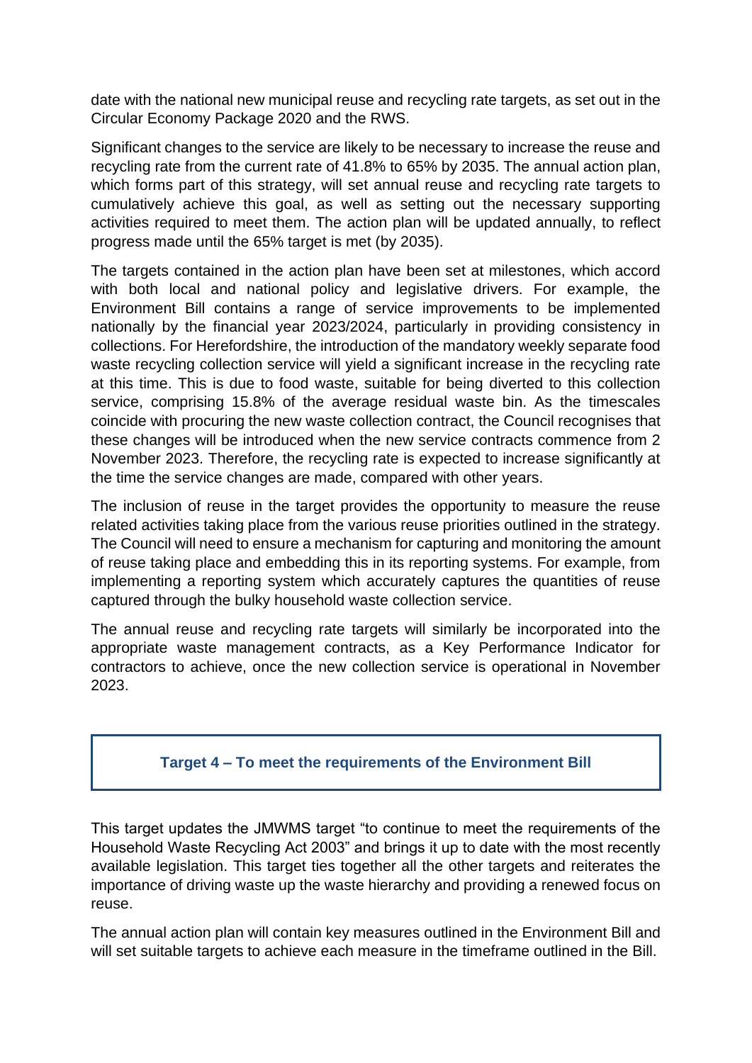date with the national new municipal reuse and recycling rate targets, as set out in the Circular Economy Package 2020 and the RWS.

Significant changes to the service are likely to be necessary to increase the reuse and recycling rate from the current rate of 41.8% to 65% by 2035. The annual action plan, which forms part of this strategy, will set annual reuse and recycling rate targets to cumulatively achieve this goal, as well as setting out the necessary supporting activities required to meet them. The action plan will be updated annually, to reflect progress made until the 65% target is met (by 2035).

The targets contained in the action plan have been set at milestones, which accord with both local and national policy and legislative drivers. For example, the Environment Bill contains a range of service improvements to be implemented nationally by the financial year 2023/2024, particularly in providing consistency in collections. For Herefordshire, the introduction of the mandatory weekly separate food waste recycling collection service will yield a significant increase in the recycling rate at this time. This is due to food waste, suitable for being diverted to this collection service, comprising 15.8% of the average residual waste bin. As the timescales coincide with procuring the new waste collection contract, the Council recognises that these changes will be introduced when the new service contracts commence from 2 November 2023. Therefore, the recycling rate is expected to increase significantly at the time the service changes are made, compared with other years.

The inclusion of reuse in the target provides the opportunity to measure the reuse related activities taking place from the various reuse priorities outlined in the strategy. The Council will need to ensure a mechanism for capturing and monitoring the amount of reuse taking place and embedding this in its reporting systems. For example, from implementing a reporting system which accurately captures the quantities of reuse captured through the bulky household waste collection service.

The annual reuse and recycling rate targets will similarly be incorporated into the appropriate waste management contracts, as a Key Performance Indicator for contractors to achieve, once the new collection service is operational in November 2023.

### Target 4 – To meet the requirements of the Environment Bill

This target updates the JMWMS target "to continue to meet the requirements of the Household Waste Recycling Act 2003" and brings it up to date with the most recently available legislation. This target ties together all the other targets and reiterates the importance of driving waste up the waste hierarchy and providing a renewed focus on reuse.

The annual action plan will contain key measures outlined in the Environment Bill and will set suitable targets to achieve each measure in the timeframe outlined in the Bill.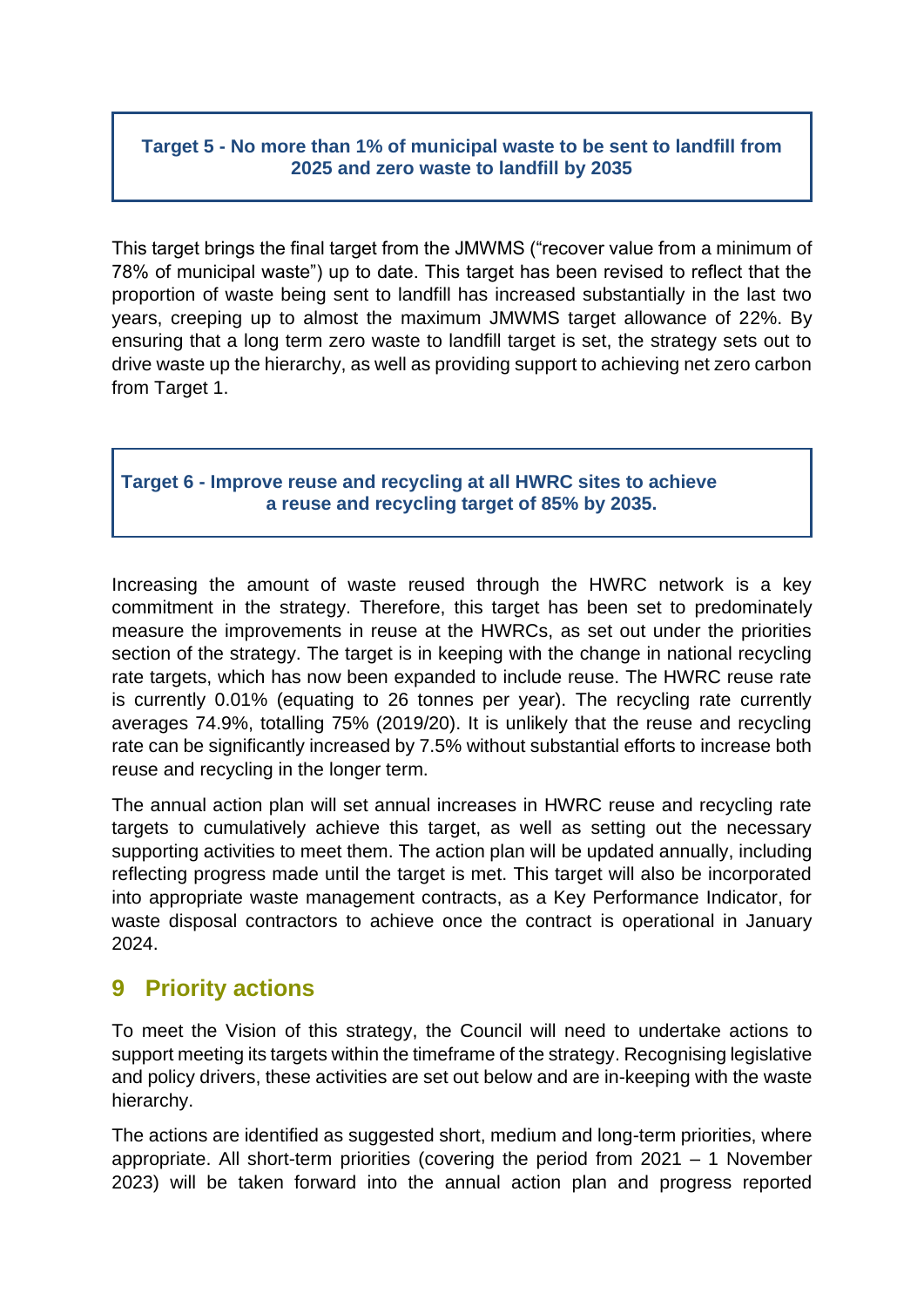**Target 5 - No more than 1% of municipal waste to be sent to landfill from 2025 and zero waste to landfill by 2035**

This target brings the final target from the JMWMS ("recover value from a minimum of 78% of municipal waste") up to date. This target has been revised to reflect that the proportion of waste being sent to landfill has increased substantially in the last two years, creeping up to almost the maximum JMWMS target allowance of 22%. By ensuring that a long term zero waste to landfill target is set, the strategy sets out to drive waste up the hierarchy, as well as providing support to achieving net zero carbon from Target 1.

**Target 6 - Improve reuse and recycling at all HWRC sites to achieve a reuse and recycling target of 85% by 2035.**

Increasing the amount of waste reused through the HWRC network is a key commitment in the strategy. Therefore, this target has been set to predominately measure the improvements in reuse at the HWRCs, as set out under the priorities section of the strategy. The target is in keeping with the change in national recycling rate targets, which has now been expanded to include reuse. The HWRC reuse rate is currently 0.01% (equating to 26 tonnes per year). The recycling rate currently averages 74.9%, totalling 75% (2019/20). It is unlikely that the reuse and recycling rate can be significantly increased by 7.5% without substantial efforts to increase both reuse and recycling in the longer term.

The annual action plan will set annual increases in HWRC reuse and recycling rate targets to cumulatively achieve this target, as well as setting out the necessary supporting activities to meet them. The action plan will be updated annually, including reflecting progress made until the target is met. This target will also be incorporated into appropriate waste management contracts, as a Key Performance Indicator, for waste disposal contractors to achieve once the contract is operational in January 2024.

## 9 Priority actions

To meet the Vision of this strategy, the Council will need to undertake actions to support meeting its targets within the timeframe of the strategy. Recognising legislative and policy drivers, these activities are set out below and are in-keeping with the waste hierarchy.

The actions are identified as suggested short, medium and long-term priorities, where appropriate. All short-term priorities (covering the period from 2021 – 1 November 2023) will be taken forward into the annual action plan and progress reported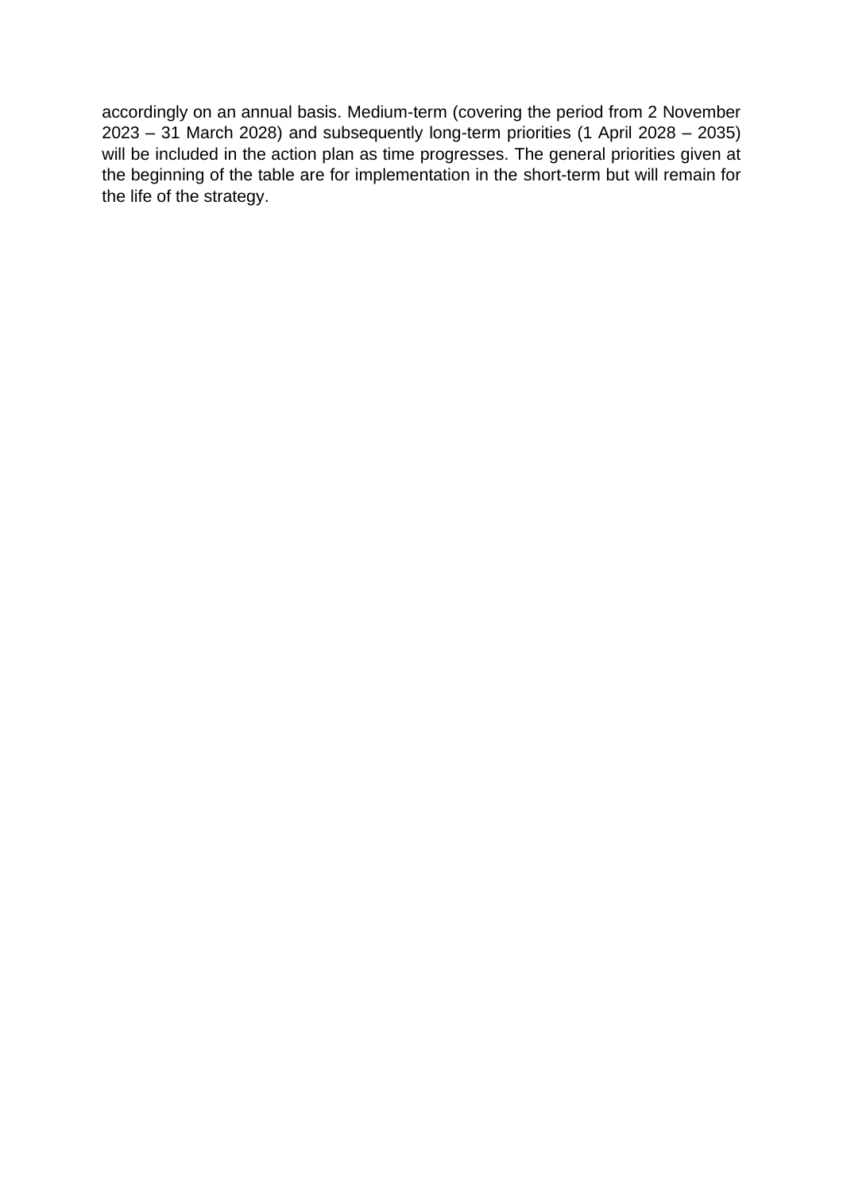accordingly on an annual basis. Medium-term (covering the period from 2 November 2023 – 31 March 2028) and subsequently long-term priorities (1 April 2028 – 2035) will be included in the action plan as time progresses. The general priorities given at the beginning of the table are for implementation in the short-term but will remain for the life of the strategy.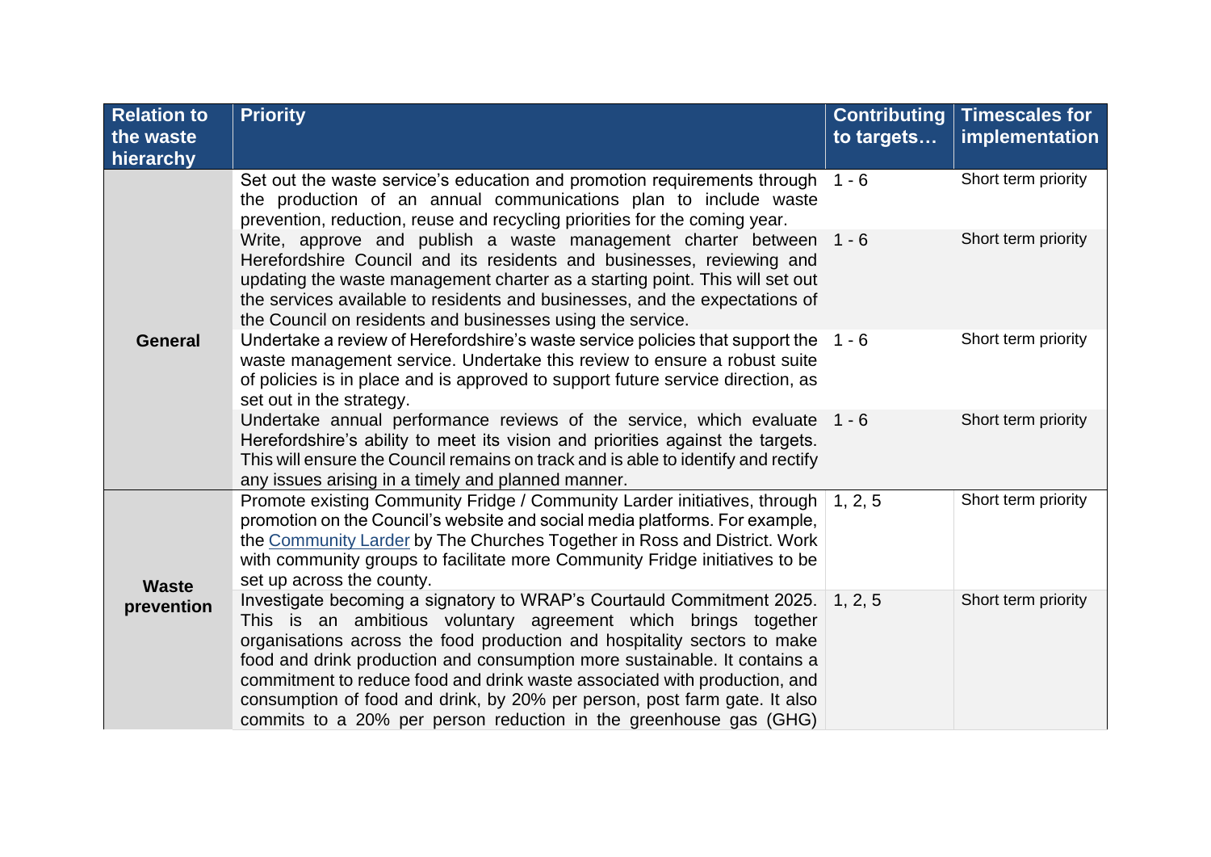| Relation to the waste hierarchy | Priority | Contributing to targets… | Timescales for implementation |
|---|---|---|---|
| General | Set out the waste service's education and promotion requirements through the production of an annual communications plan to include waste prevention, reduction, reuse and recycling priorities for the coming year. | 1 - 6 | Short term priority |
| | Write, approve and publish a waste management charter between Herefordshire Council and its residents and businesses, reviewing and updating the waste management charter as a starting point. This will set out the services available to residents and businesses, and the expectations of the Council on residents and businesses using the service. | 1 - 6 | Short term priority |
| | Undertake a review of Herefordshire's waste service policies that support the waste management service. Undertake this review to ensure a robust suite of policies is in place and is approved to support future service direction, as set out in the strategy. | 1 - 6 | Short term priority |
| | Undertake annual performance reviews of the service, which evaluate Herefordshire's ability to meet its vision and priorities against the targets. This will ensure the Council remains on track and is able to identify and rectify any issues arising in a timely and planned manner. | 1 - 6 | Short term priority |
| Waste prevention | Promote existing Community Fridge / Community Larder initiatives, through promotion on the Council's website and social media platforms. For example, the Community Larder by The Churches Together in Ross and District. Work with community groups to facilitate more Community Fridge initiatives to be set up across the county. | 1, 2, 5 | Short term priority |
| | Investigate becoming a signatory to WRAP's Courtauld Commitment 2025. This is an ambitious voluntary agreement which brings together organisations across the food production and hospitality sectors to make food and drink production and consumption more sustainable. It contains a commitment to reduce food and drink waste associated with production, and consumption of food and drink, by 20% per person, post farm gate. It also commits to a 20% per person reduction in the greenhouse gas (GHG) | 1, 2, 5 | Short term priority |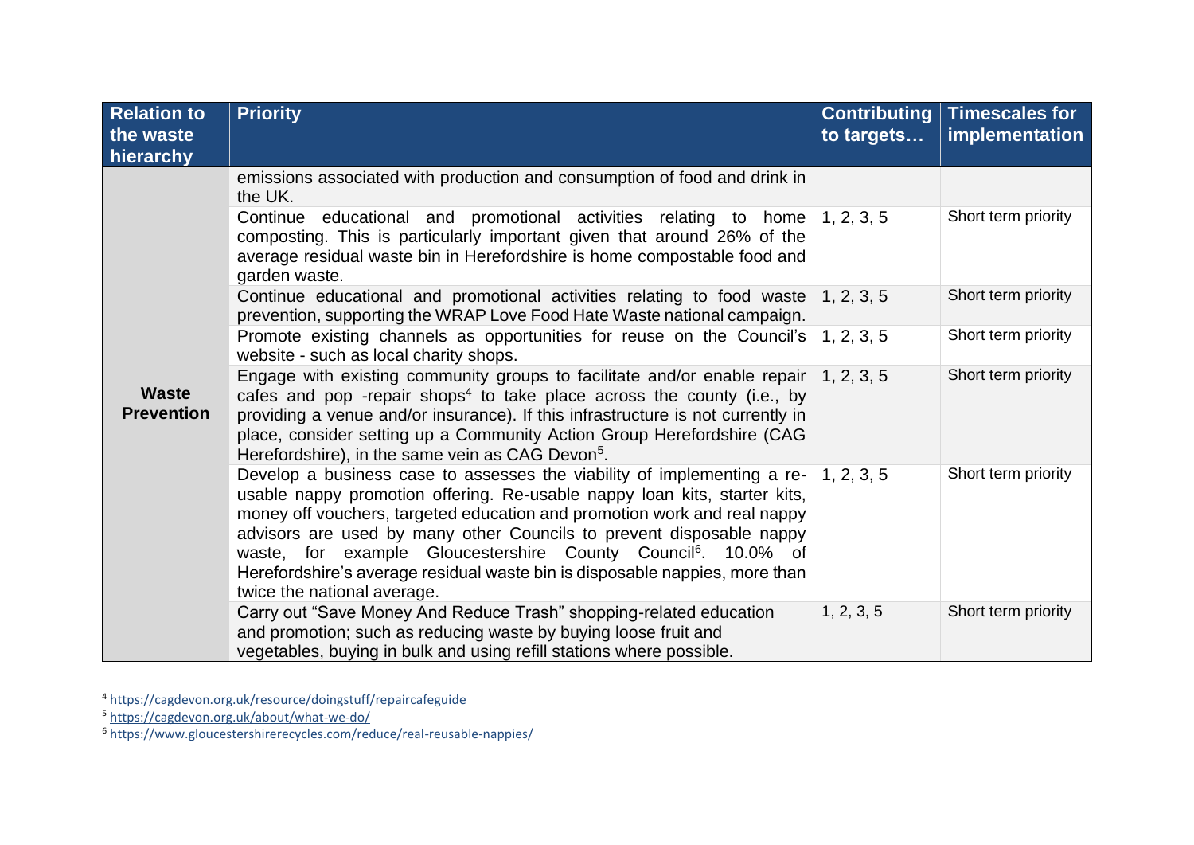| Relation to the waste hierarchy | Priority | Contributing to targets… | Timescales for implementation |
|---|---|---|---|
| Waste Prevention | emissions associated with production and consumption of food and drink in the UK. | | |
| | Continue educational and promotional activities relating to home composting. This is particularly important given that around 26% of the average residual waste bin in Herefordshire is home compostable food and garden waste. | 1, 2, 3, 5 | Short term priority |
| | Continue educational and promotional activities relating to food waste prevention, supporting the WRAP Love Food Hate Waste national campaign. | 1, 2, 3, 5 | Short term priority |
| | Promote existing channels as opportunities for reuse on the Council's website - such as local charity shops. | 1, 2, 3, 5 | Short term priority |
| | Engage with existing community groups to facilitate and/or enable repair cafes and pop -repair shops[4] to take place across the county (i.e., by providing a venue and/or insurance). If this infrastructure is not currently in place, consider setting up a Community Action Group Herefordshire (CAG Herefordshire), in the same vein as CAG Devon[5]. | 1, 2, 3, 5 | Short term priority |
| | Develop a business case to assesses the viability of implementing a re-usable nappy promotion offering. Re-usable nappy loan kits, starter kits, money off vouchers, targeted education and promotion work and real nappy advisors are used by many other Councils to prevent disposable nappy waste, for example Gloucestershire County Council[6]. 10.0% of Herefordshire's average residual waste bin is disposable nappies, more than twice the national average. | 1, 2, 3, 5 | Short term priority |
| | Carry out "Save Money And Reduce Trash" shopping-related education and promotion; such as reducing waste by buying loose fruit and vegetables, buying in bulk and using refill stations where possible. | 1, 2, 3, 5 | Short term priority |

[4] https://cagdevon.org.uk/resource/doingstuff/repaircafeguide

[5] https://cagdevon.org.uk/about/what-we-do/

[6] https://www.gloucestershirerecycles.com/reduce/real-reusable-nappies/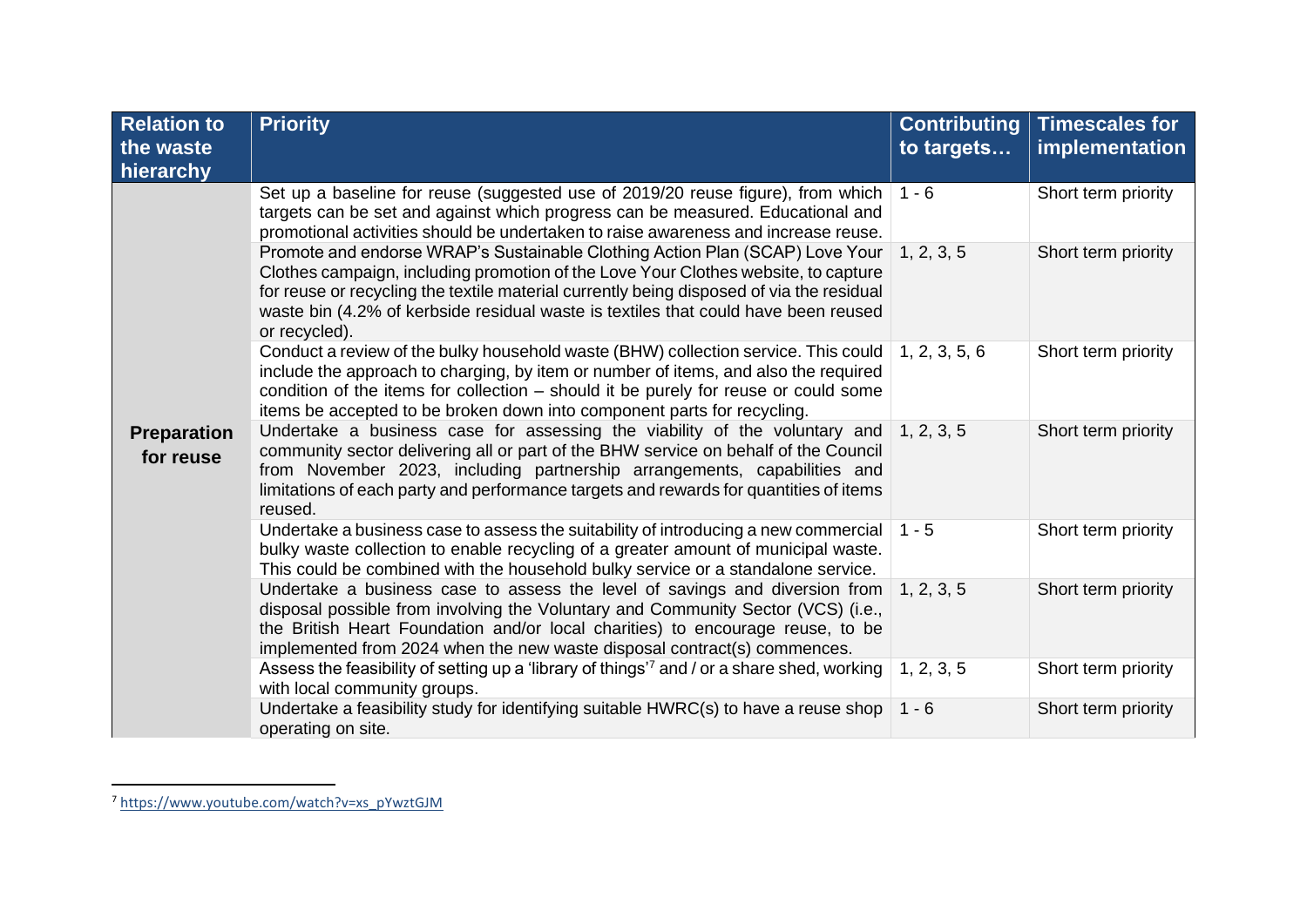| Relation to the waste hierarchy | Priority | Contributing to targets… | Timescales for implementation |
|---|---|---|---|
| Preparation for reuse | Set up a baseline for reuse (suggested use of 2019/20 reuse figure), from which targets can be set and against which progress can be measured. Educational and promotional activities should be undertaken to raise awareness and increase reuse. | 1 - 6 | Short term priority |
| | Promote and endorse WRAP's Sustainable Clothing Action Plan (SCAP) Love Your Clothes campaign, including promotion of the Love Your Clothes website, to capture for reuse or recycling the textile material currently being disposed of via the residual waste bin (4.2% of kerbside residual waste is textiles that could have been reused or recycled). | 1, 2, 3, 5 | Short term priority |
| | Conduct a review of the bulky household waste (BHW) collection service. This could include the approach to charging, by item or number of items, and also the required condition of the items for collection – should it be purely for reuse or could some items be accepted to be broken down into component parts for recycling. | 1, 2, 3, 5, 6 | Short term priority |
| | Undertake a business case for assessing the viability of the voluntary and community sector delivering all or part of the BHW service on behalf of the Council from November 2023, including partnership arrangements, capabilities and limitations of each party and performance targets and rewards for quantities of items reused. | 1, 2, 3, 5 | Short term priority |
| | Undertake a business case to assess the suitability of introducing a new commercial bulky waste collection to enable recycling of a greater amount of municipal waste. This could be combined with the household bulky service or a standalone service. | 1 - 5 | Short term priority |
| | Undertake a business case to assess the level of savings and diversion from disposal possible from involving the Voluntary and Community Sector (VCS) (i.e., the British Heart Foundation and/or local charities) to encourage reuse, to be implemented from 2024 when the new waste disposal contract(s) commences. | 1, 2, 3, 5 | Short term priority |
| | Assess the feasibility of setting up a 'library of things'[7] and / or a share shed, working with local community groups. | 1, 2, 3, 5 | Short term priority |
| | Undertake a feasibility study for identifying suitable HWRC(s) to have a reuse shop operating on site. | 1 - 6 | Short term priority |

[7] https://www.youtube.com/watch?v=xs_pYwztGJM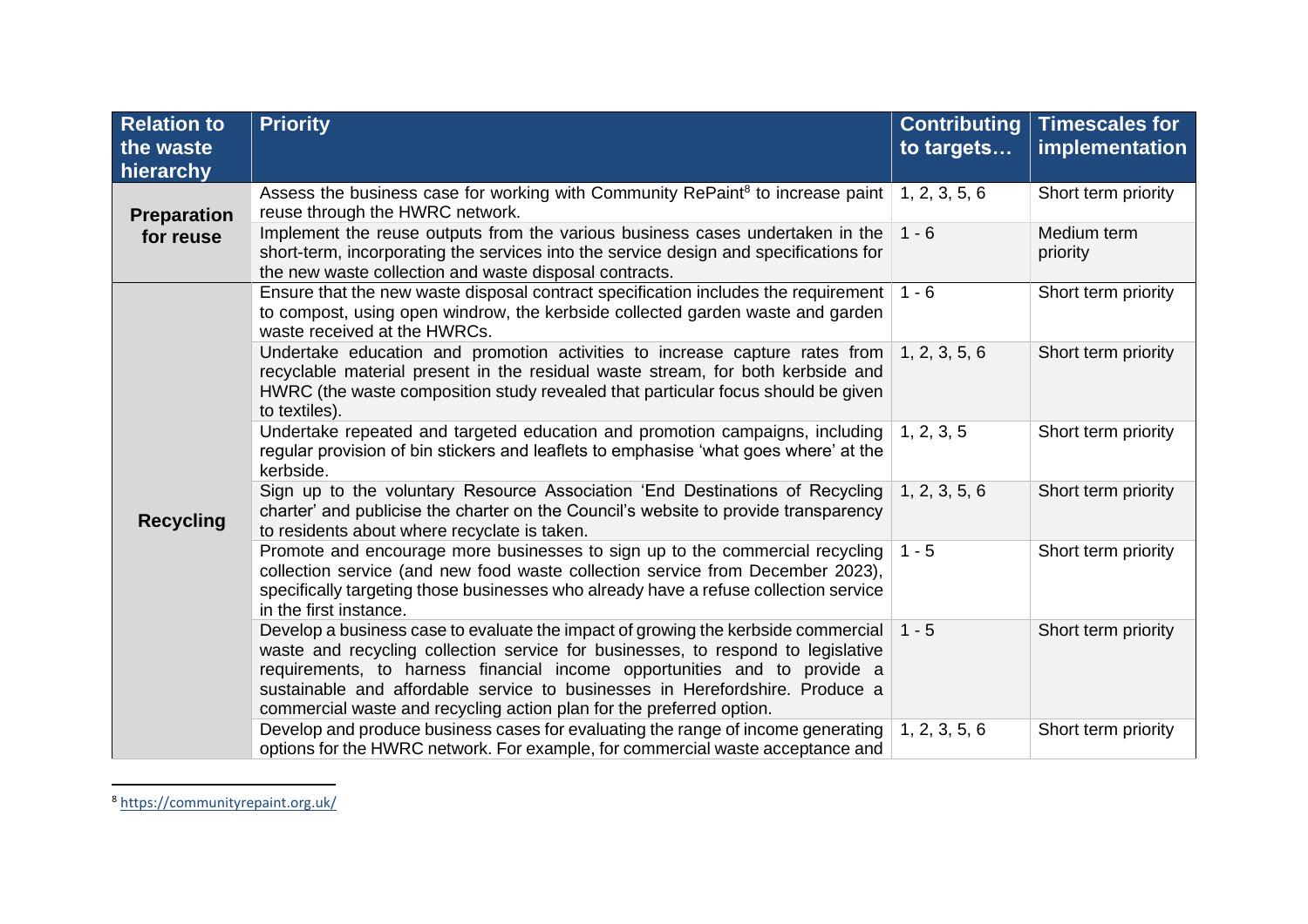| Relation to the waste hierarchy | Priority | Contributing to targets… | Timescales for implementation |
|---|---|---|---|
| Preparation for reuse | Assess the business case for working with Community RePaint[8] to increase paint reuse through the HWRC network. | 1, 2, 3, 5, 6 | Short term priority |
| | Implement the reuse outputs from the various business cases undertaken in the short-term, incorporating the services into the service design and specifications for the new waste collection and waste disposal contracts. | 1 - 6 | Medium term priority |
| Recycling | Ensure that the new waste disposal contract specification includes the requirement to compost, using open windrow, the kerbside collected garden waste and garden waste received at the HWRCs. | 1 - 6 | Short term priority |
| | Undertake education and promotion activities to increase capture rates from recyclable material present in the residual waste stream, for both kerbside and HWRC (the waste composition study revealed that particular focus should be given to textiles). | 1, 2, 3, 5, 6 | Short term priority |
| | Undertake repeated and targeted education and promotion campaigns, including regular provision of bin stickers and leaflets to emphasise 'what goes where' at the kerbside. | 1, 2, 3, 5 | Short term priority |
| | Sign up to the voluntary Resource Association 'End Destinations of Recycling charter' and publicise the charter on the Council's website to provide transparency to residents about where recyclate is taken. | 1, 2, 3, 5, 6 | Short term priority |
| | Promote and encourage more businesses to sign up to the commercial recycling collection service (and new food waste collection service from December 2023), specifically targeting those businesses who already have a refuse collection service in the first instance. | 1 - 5 | Short term priority |
| | Develop a business case to evaluate the impact of growing the kerbside commercial waste and recycling collection service for businesses, to respond to legislative requirements, to harness financial income opportunities and to provide a sustainable and affordable service to businesses in Herefordshire. Produce a commercial waste and recycling action plan for the preferred option. | 1 - 5 | Short term priority |
| | Develop and produce business cases for evaluating the range of income generating options for the HWRC network. For example, for commercial waste acceptance and | 1, 2, 3, 5, 6 | Short term priority |

[8] https://communityrepaint.org.uk/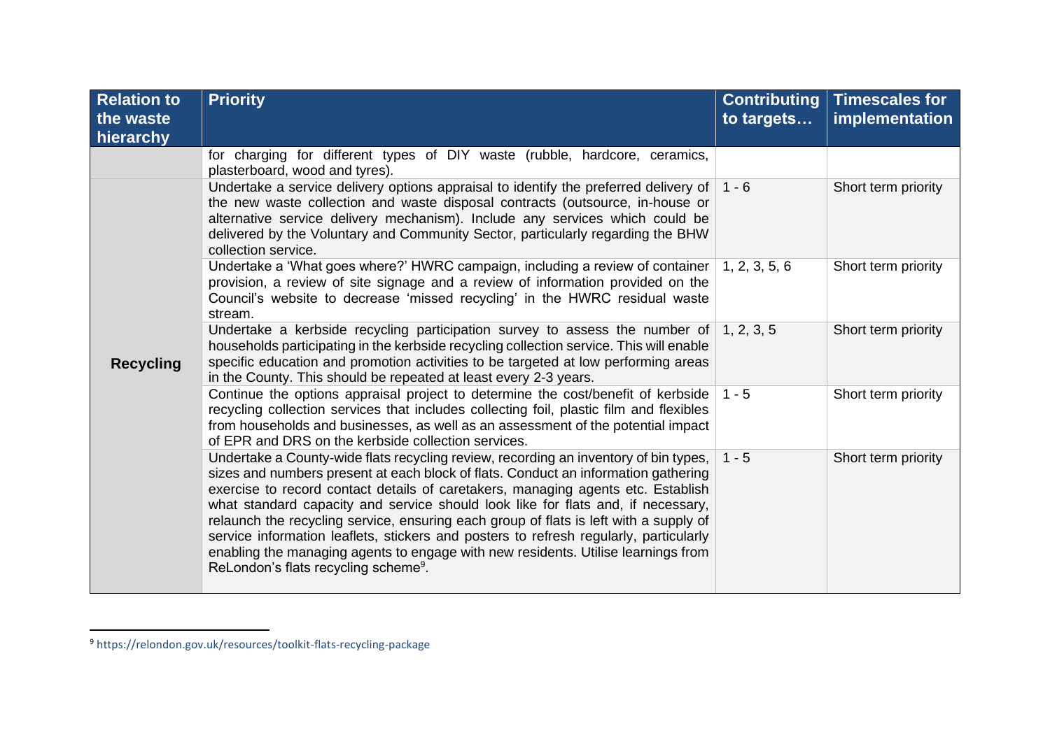| Relation to the waste hierarchy | Priority | Contributing to targets… | Timescales for implementation |
|---|---|---|---|
| | for charging for different types of DIY waste (rubble, hardcore, ceramics, plasterboard, wood and tyres). | | |
| **Recycling** | Undertake a service delivery options appraisal to identify the preferred delivery of the new waste collection and waste disposal contracts (outsource, in-house or alternative service delivery mechanism). Include any services which could be delivered by the Voluntary and Community Sector, particularly regarding the BHW collection service. | 1 - 6 | Short term priority |
| | Undertake a 'What goes where?' HWRC campaign, including a review of container provision, a review of site signage and a review of information provided on the Council's website to decrease 'missed recycling' in the HWRC residual waste stream. | 1, 2, 3, 5, 6 | Short term priority |
| | Undertake a kerbside recycling participation survey to assess the number of households participating in the kerbside recycling collection service. This will enable specific education and promotion activities to be targeted at low performing areas in the County. This should be repeated at least every 2-3 years. | 1, 2, 3, 5 | Short term priority |
| | Continue the options appraisal project to determine the cost/benefit of kerbside recycling collection services that includes collecting foil, plastic film and flexibles from households and businesses, as well as an assessment of the potential impact of EPR and DRS on the kerbside collection services. | 1 - 5 | Short term priority |
| | Undertake a County-wide flats recycling review, recording an inventory of bin types, sizes and numbers present at each block of flats. Conduct an information gathering exercise to record contact details of caretakers, managing agents etc. Establish what standard capacity and service should look like for flats and, if necessary, relaunch the recycling service, ensuring each group of flats is left with a supply of service information leaflets, stickers and posters to refresh regularly, particularly enabling the managing agents to engage with new residents. Utilise learnings from ReLondon's flats recycling scheme[9]. | 1 - 5 | Short term priority |

[9] https://relondon.gov.uk/resources/toolkit-flats-recycling-package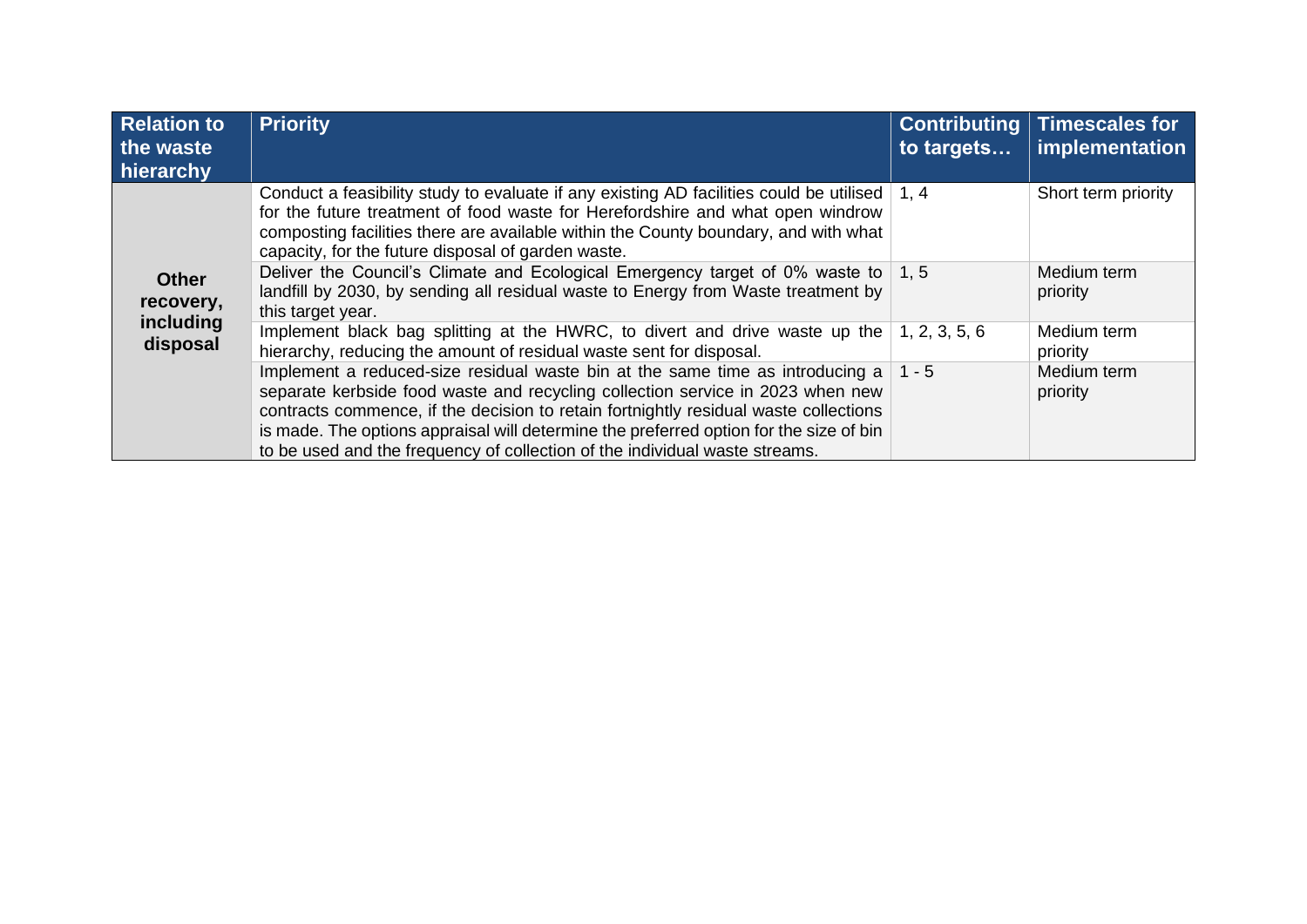| Relation to the waste hierarchy | Priority | Contributing to targets… | Timescales for implementation |
|---|---|---|---|
| **Other recovery, including disposal** | Conduct a feasibility study to evaluate if any existing AD facilities could be utilised for the future treatment of food waste for Herefordshire and what open windrow composting facilities there are available within the County boundary, and with what capacity, for the future disposal of garden waste. | 1, 4 | Short term priority |
| | Deliver the Council's Climate and Ecological Emergency target of 0% waste to landfill by 2030, by sending all residual waste to Energy from Waste treatment by this target year. | 1, 5 | Medium term priority |
| | Implement black bag splitting at the HWRC, to divert and drive waste up the hierarchy, reducing the amount of residual waste sent for disposal. | 1, 2, 3, 5, 6 | Medium term priority |
| | Implement a reduced-size residual waste bin at the same time as introducing a separate kerbside food waste and recycling collection service in 2023 when new contracts commence, if the decision to retain fortnightly residual waste collections is made. The options appraisal will determine the preferred option for the size of bin to be used and the frequency of collection of the individual waste streams. | 1 - 5 | Medium term priority |